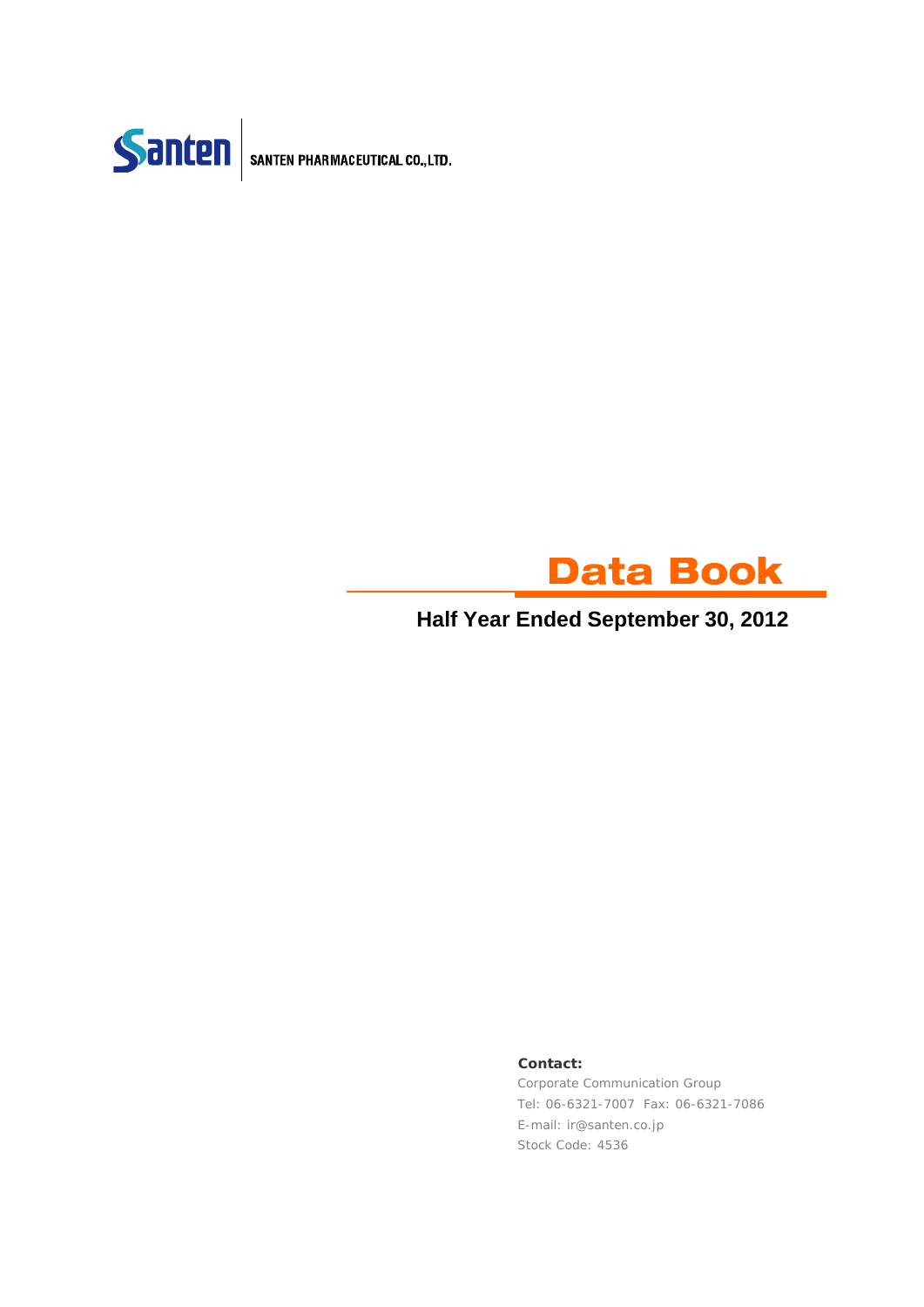Santen | SANTEN PHARMACEUTICAL CO.,LTD.

# Data Book

## Half Year Ended September 30, 2012

**Contact:**

Corporate Communication Group

Tel: 06-6321-7007 Fax: 06-6321-7086

E-mail: ir@santen.co.jp

Stock Code: 4536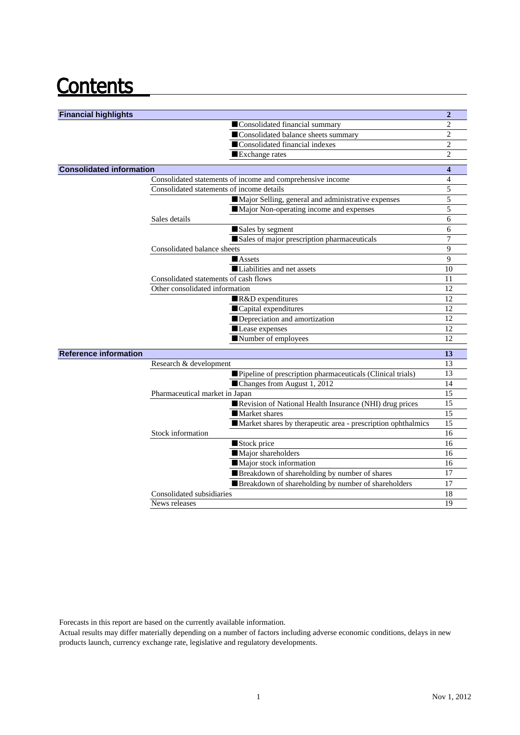# Contents

| Section | Subsection | Item | Page |
|---|---|---|---|
| **Financial highlights** | | | **2** |
| | | ■Consolidated financial summary | 2 |
| | | ■Consolidated balance sheets summary | 2 |
| | | ■Consolidated financial indexes | 2 |
| | | ■Exchange rates | 2 |
| **Consolidated information** | | | **4** |
| | Consolidated statements of income and comprehensive income | | 4 |
| | Consolidated statements of income details | | 5 |
| | | ■Major Selling, general and administrative expenses | 5 |
| | | ■Major Non-operating income and expenses | 5 |
| | Sales details | | 6 |
| | | ■Sales by segment | 6 |
| | | ■Sales of major prescription pharmaceuticals | 7 |
| | Consolidated balance sheets | | 9 |
| | | ■Assets | 9 |
| | | ■Liabilities and net assets | 10 |
| | Consolidated statements of cash flows | | 11 |
| | Other consolidated information | | 12 |
| | | ■R&D expenditures | 12 |
| | | ■Capital expenditures | 12 |
| | | ■Depreciation and amortization | 12 |
| | | ■Lease expenses | 12 |
| | | ■Number of employees | 12 |
| **Reference information** | | | **13** |
| | Research & development | | 13 |
| | | ■Pipeline of prescription pharmaceuticals (Clinical trials) | 13 |
| | | ■Changes from August 1, 2012 | 14 |
| | Pharmaceutical market in Japan | | 15 |
| | | ■Revision of National Health Insurance (NHI) drug prices | 15 |
| | | ■Market shares | 15 |
| | | ■Market shares by therapeutic area - prescription ophthalmics | 15 |
| | Stock information | | 16 |
| | | ■Stock price | 16 |
| | | ■Major shareholders | 16 |
| | | ■Major stock information | 16 |
| | | ■Breakdown of shareholding by number of shares | 17 |
| | | ■Breakdown of shareholding by number of shareholders | 17 |
| | Consolidated subsidiaries | | 18 |
| | News releases | | 19 |

Forecasts in this report are based on the currently available information.
Actual results may differ materially depending on a number of factors including adverse economic conditions, delays in new products launch, currency exchange rate, legislative and regulatory developments.

Nov 1, 2012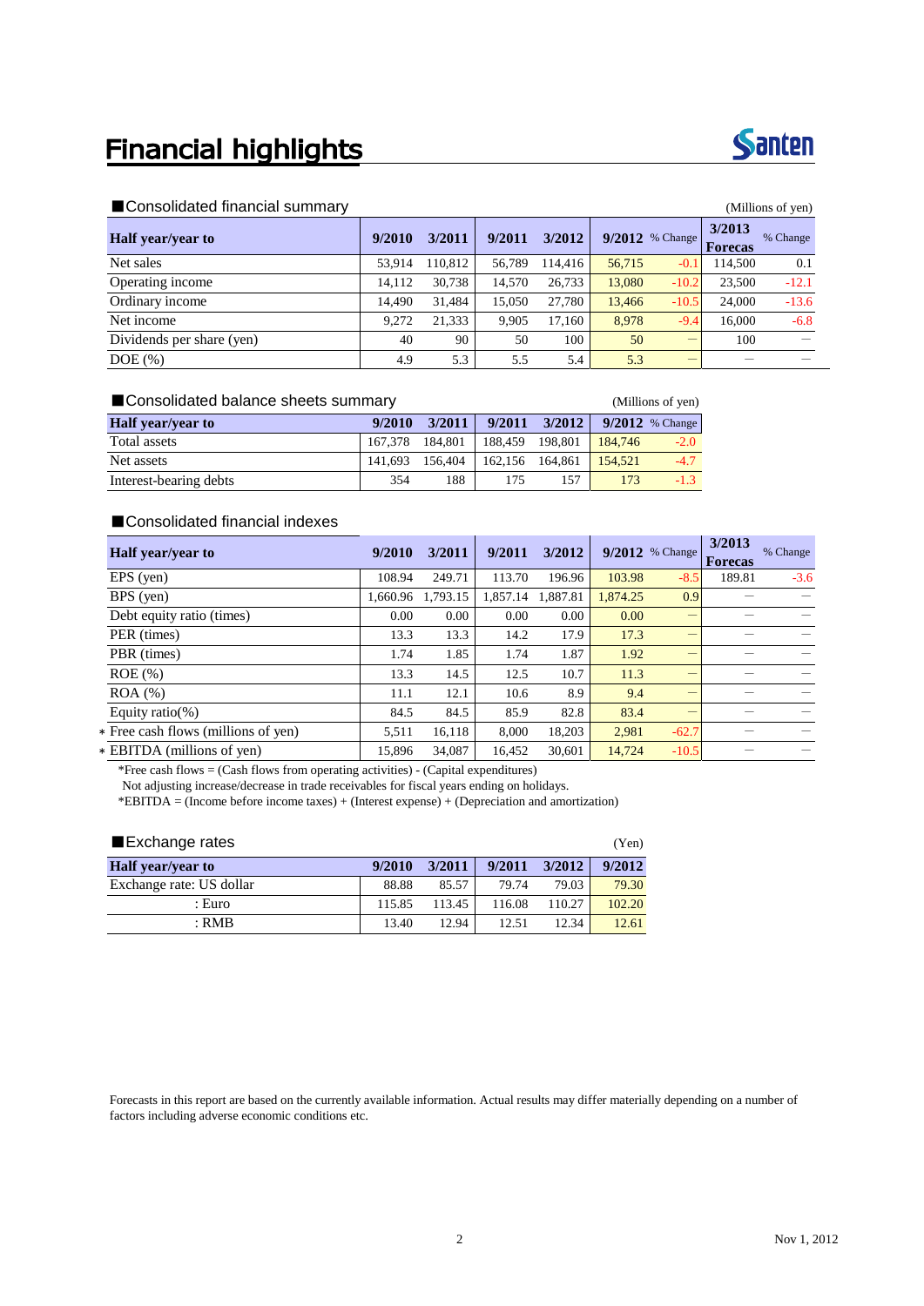# Financial highlights

Santen

## ■Consolidated financial summary

(Millions of yen)

| Half year/year to | 9/2010 | 3/2011 | 9/2011 | 3/2012 | 9/2012 | % Change | 3/2013 Forecas | % Change |
|---|---|---|---|---|---|---|---|---|
| Net sales | 53,914 | 110,812 | 56,789 | 114,416 | 56,715 | -0.1 | 114,500 | 0.1 |
| Operating income | 14,112 | 30,738 | 14,570 | 26,733 | 13,080 | -10.2 | 23,500 | -12.1 |
| Ordinary income | 14,490 | 31,484 | 15,050 | 27,780 | 13,466 | -10.5 | 24,000 | -13.6 |
| Net income | 9,272 | 21,333 | 9,905 | 17,160 | 8,978 | -9.4 | 16,000 | -6.8 |
| Dividends per share (yen) | 40 | 90 | 50 | 100 | 50 | ― | 100 | ― |
| DOE (%) | 4.9 | 5.3 | 5.5 | 5.4 | 5.3 | ― | ― | ― |

## ■Consolidated balance sheets summary

(Millions of yen)

| Half year/year to | 9/2010 | 3/2011 | 9/2011 | 3/2012 | 9/2012 | % Change |
|---|---|---|---|---|---|---|
| Total assets | 167,378 | 184,801 | 188,459 | 198,801 | 184,746 | -2.0 |
| Net assets | 141,693 | 156,404 | 162,156 | 164,861 | 154,521 | -4.7 |
| Interest-bearing debts | 354 | 188 | 175 | 157 | 173 | -1.3 |

## ■Consolidated financial indexes

| Half year/year to | 9/2010 | 3/2011 | 9/2011 | 3/2012 | 9/2012 | % Change | 3/2013 Forecas | % Change |
|---|---|---|---|---|---|---|---|---|
| EPS (yen) | 108.94 | 249.71 | 113.70 | 196.96 | 103.98 | -8.5 | 189.81 | -3.6 |
| BPS (yen) | 1,660.96 | 1,793.15 | 1,857.14 | 1,887.81 | 1,874.25 | 0.9 | ― | ― |
| Debt equity ratio (times) | 0.00 | 0.00 | 0.00 | 0.00 | 0.00 | ― | ― | ― |
| PER (times) | 13.3 | 13.3 | 14.2 | 17.9 | 17.3 | ― | ― | ― |
| PBR (times) | 1.74 | 1.85 | 1.74 | 1.87 | 1.92 | ― | ― | ― |
| ROE (%) | 13.3 | 14.5 | 12.5 | 10.7 | 11.3 | ― | ― | ― |
| ROA (%) | 11.1 | 12.1 | 10.6 | 8.9 | 9.4 | ― | ― | ― |
| Equity ratio(%) | 84.5 | 84.5 | 85.9 | 82.8 | 83.4 | ― | ― | ― |
| * Free cash flows (millions of yen) | 5,511 | 16,118 | 8,000 | 18,203 | 2,981 | -62.7 | ― | ― |
| * EBITDA (millions of yen) | 15,896 | 34,087 | 16,452 | 30,601 | 14,724 | -10.5 | ― | ― |

*Free cash flows = (Cash flows from operating activities) - (Capital expenditures)

Not adjusting increase/decrease in trade receivables for fiscal years ending on holidays.

*EBITDA = (Income before income taxes) + (Interest expense) + (Depreciation and amortization)

## ■Exchange rates

(Yen)

| Half year/year to | 9/2010 | 3/2011 | 9/2011 | 3/2012 | 9/2012 |
|---|---|---|---|---|---|
| Exchange rate: US dollar | 88.88 | 85.57 | 79.74 | 79.03 | 79.30 |
| : Euro | 115.85 | 113.45 | 116.08 | 110.27 | 102.20 |
| : RMB | 13.40 | 12.94 | 12.51 | 12.34 | 12.61 |

Forecasts in this report are based on the currently available information. Actual results may differ materially depending on a number of factors including adverse economic conditions etc.

Nov 1, 2012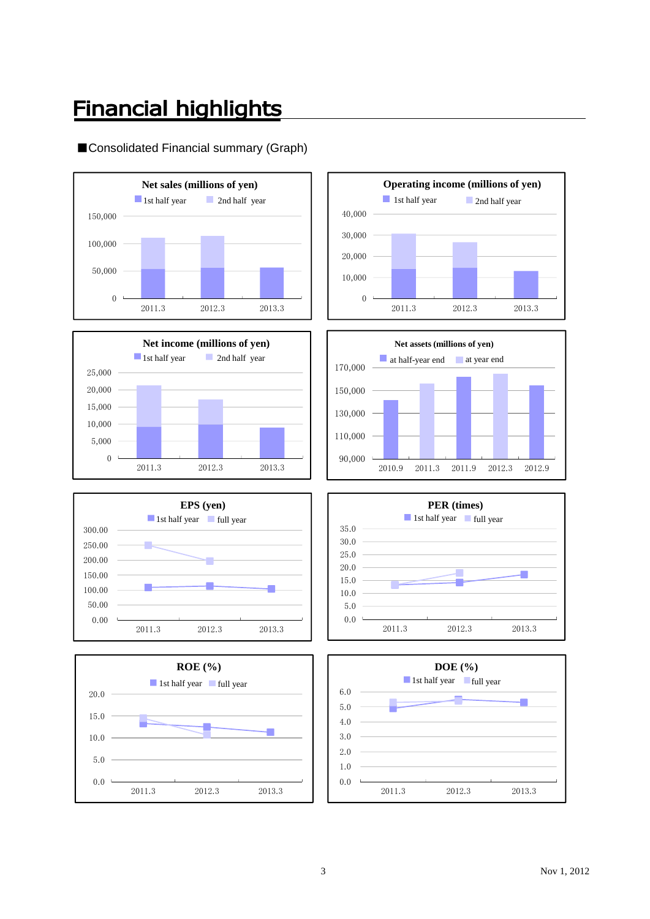# Financial highlights

■Consolidated Financial summary (Graph)

**Net sales (millions of yen)**

1st half year / 2nd half year

150,000 / 100,000 / 50,000 / 0

2011.3 2012.3 2013.3

**Operating income (millions of yen)**

1st half year / 2nd half year

40,000 / 30,000 / 20,000 / 10,000 / 0

2011.3 2012.3 2013.3

**Net income (millions of yen)**

1st half year / 2nd half year

25,000 / 20,000 / 15,000 / 10,000 / 5,000 / 0

2011.3 2012.3 2013.3

**Net assets (millions of yen)**

at half-year end / at year end

170,000 / 150,000 / 130,000 / 110,000 / 90,000

2010.9 2011.3 2011.9 2012.3 2012.9

**EPS (yen)**

1st half year / full year

300.00 / 250.00 / 200.00 / 150.00 / 100.00 / 50.00 / 0.00

2011.3 2012.3 2013.3

**PER (times)**

1st half year / full year

35.0 / 30.0 / 25.0 / 20.0 / 15.0 / 10.0 / 5.0 / 0.0

2011.3 2012.3 2013.3

**ROE (%)**

1st half year / full year

20.0 / 15.0 / 10.0 / 5.0 / 0.0

2011.3 2012.3 2013.3

**DOE (%)**

1st half year / full year

6.0 / 5.0 / 4.0 / 3.0 / 2.0 / 1.0 / 0.0

2011.3 2012.3 2013.3

Nov 1, 2012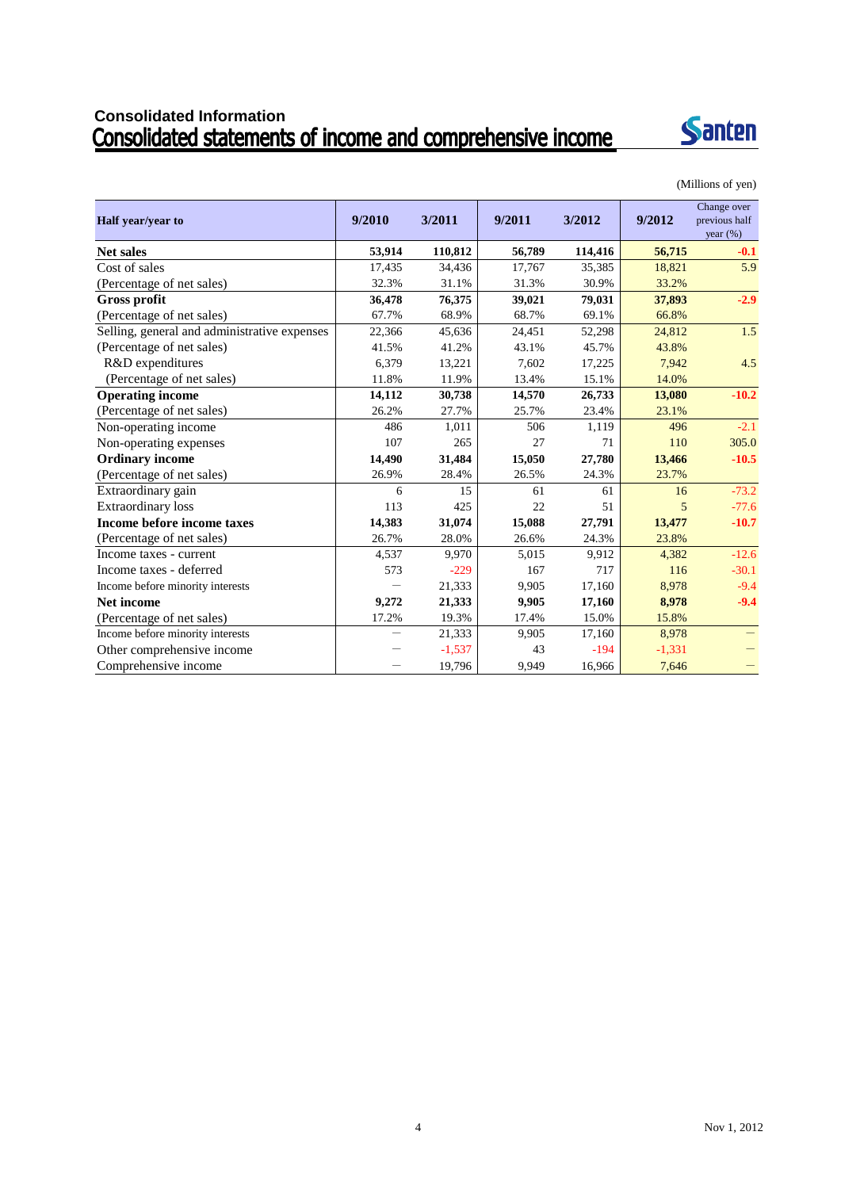## Consolidated Information

# Consolidated statements of income and comprehensive income

(Millions of yen)

| Half year/year to | 9/2010 | 3/2011 | 9/2011 | 3/2012 | 9/2012 | Change over previous half year (%) |
|---|---|---|---|---|---|---|
| **Net sales** | **53,914** | **110,812** | **56,789** | **114,416** | **56,715** | **-0.1** |
| Cost of sales | 17,435 | 34,436 | 17,767 | 35,385 | 18,821 | 5.9 |
| (Percentage of net sales) | 32.3% | 31.1% | 31.3% | 30.9% | 33.2% | |
| **Gross profit** | **36,478** | **76,375** | **39,021** | **79,031** | **37,893** | **-2.9** |
| (Percentage of net sales) | 67.7% | 68.9% | 68.7% | 69.1% | 66.8% | |
| Selling, general and administrative expenses | 22,366 | 45,636 | 24,451 | 52,298 | 24,812 | 1.5 |
| (Percentage of net sales) | 41.5% | 41.2% | 43.1% | 45.7% | 43.8% | |
| R&D expenditures | 6,379 | 13,221 | 7,602 | 17,225 | 7,942 | 4.5 |
| (Percentage of net sales) | 11.8% | 11.9% | 13.4% | 15.1% | 14.0% | |
| **Operating income** | **14,112** | **30,738** | **14,570** | **26,733** | **13,080** | **-10.2** |
| (Percentage of net sales) | 26.2% | 27.7% | 25.7% | 23.4% | 23.1% | |
| Non-operating income | 486 | 1,011 | 506 | 1,119 | 496 | -2.1 |
| Non-operating expenses | 107 | 265 | 27 | 71 | 110 | 305.0 |
| **Ordinary income** | **14,490** | **31,484** | **15,050** | **27,780** | **13,466** | **-10.5** |
| (Percentage of net sales) | 26.9% | 28.4% | 26.5% | 24.3% | 23.7% | |
| Extraordinary gain | 6 | 15 | 61 | 61 | 16 | -73.2 |
| Extraordinary loss | 113 | 425 | 22 | 51 | 5 | -77.6 |
| **Income before income taxes** | **14,383** | **31,074** | **15,088** | **27,791** | **13,477** | **-10.7** |
| (Percentage of net sales) | 26.7% | 28.0% | 26.6% | 24.3% | 23.8% | |
| Income taxes - current | 4,537 | 9,970 | 5,015 | 9,912 | 4,382 | -12.6 |
| Income taxes - deferred | 573 | -229 | 167 | 717 | 116 | -30.1 |
| Income before minority interests | — | 21,333 | 9,905 | 17,160 | 8,978 | -9.4 |
| **Net income** | **9,272** | **21,333** | **9,905** | **17,160** | **8,978** | **-9.4** |
| (Percentage of net sales) | 17.2% | 19.3% | 17.4% | 15.0% | 15.8% | |
| Income before minority interests | — | 21,333 | 9,905 | 17,160 | 8,978 | — |
| Other comprehensive income | — | -1,537 | 43 | -194 | -1,331 | — |
| Comprehensive income | — | 19,796 | 9,949 | 16,966 | 7,646 | — |

Nov 1, 2012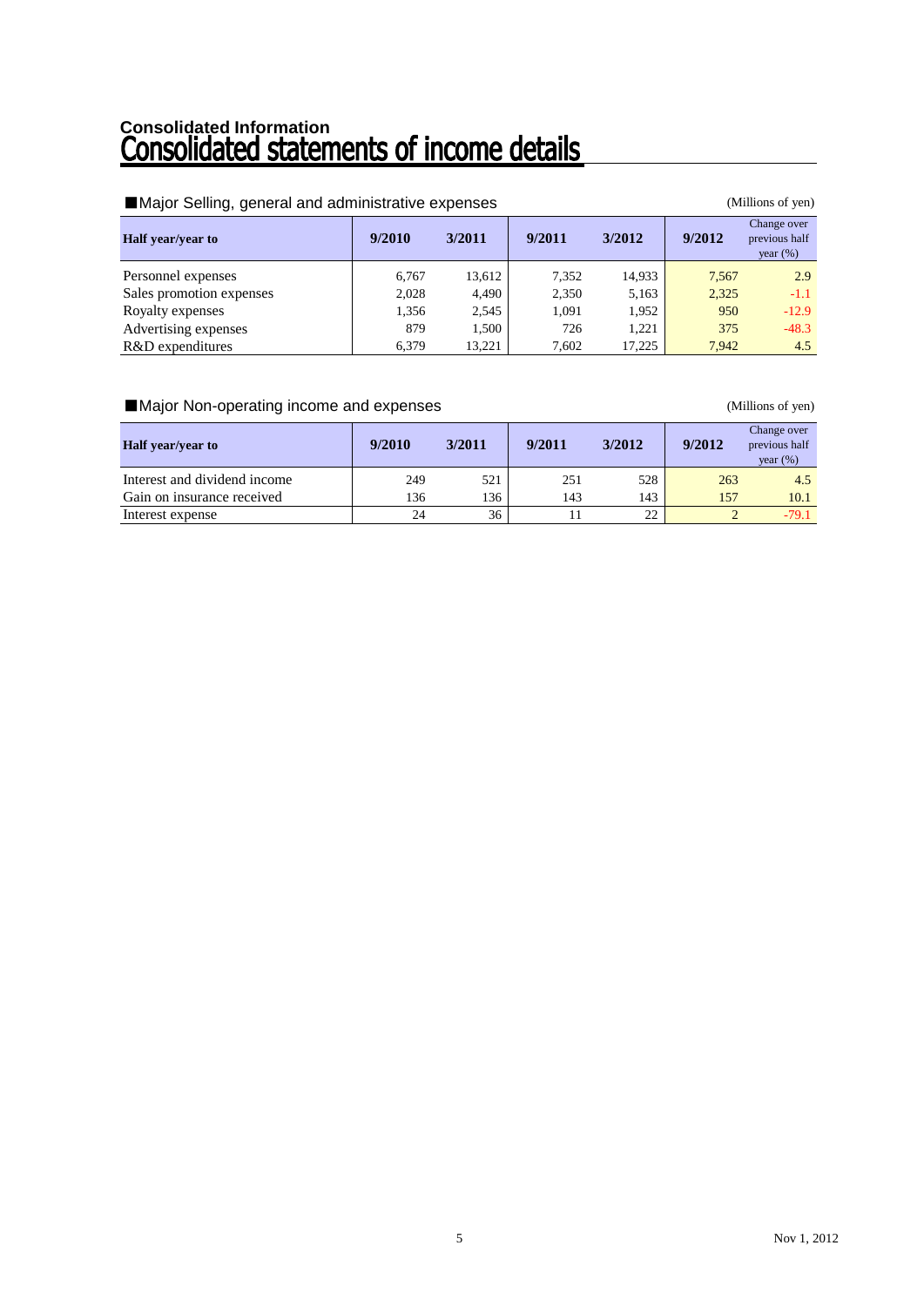## Consolidated Information

# Consolidated statements of income details

### ■Major Selling, general and administrative expenses

(Millions of yen)

| Half year/year to | 9/2010 | 3/2011 | 9/2011 | 3/2012 | 9/2012 | Change over previous half year (%) |
|---|---|---|---|---|---|---|
| Personnel expenses | 6,767 | 13,612 | 7,352 | 14,933 | 7,567 | 2.9 |
| Sales promotion expenses | 2,028 | 4,490 | 2,350 | 5,163 | 2,325 | -1.1 |
| Royalty expenses | 1,356 | 2,545 | 1,091 | 1,952 | 950 | -12.9 |
| Advertising expenses | 879 | 1,500 | 726 | 1,221 | 375 | -48.3 |
| R&D expenditures | 6,379 | 13,221 | 7,602 | 17,225 | 7,942 | 4.5 |

### ■Major Non-operating income and expenses

(Millions of yen)

| Half year/year to | 9/2010 | 3/2011 | 9/2011 | 3/2012 | 9/2012 | Change over previous half year (%) |
|---|---|---|---|---|---|---|
| Interest and dividend income | 249 | 521 | 251 | 528 | 263 | 4.5 |
| Gain on insurance received | 136 | 136 | 143 | 143 | 157 | 10.1 |
| Interest expense | 24 | 36 | 11 | 22 | 2 | -79.1 |

Nov 1, 2012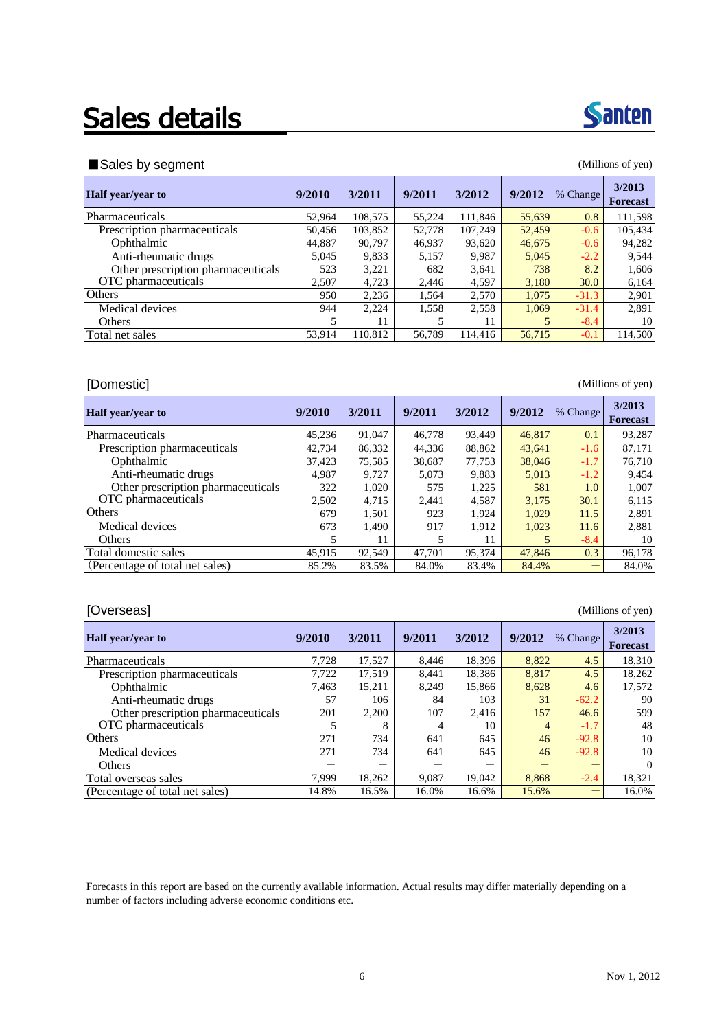# Sales details

■Sales by segment

(Millions of yen)

| Half year/year to | 9/2010 | 3/2011 | 9/2011 | 3/2012 | 9/2012 | % Change | 3/2013 Forecast |
|---|---|---|---|---|---|---|---|
| Pharmaceuticals | 52,964 | 108,575 | 55,224 | 111,846 | 55,639 | 0.8 | 111,598 |
| Prescription pharmaceuticals | 50,456 | 103,852 | 52,778 | 107,249 | 52,459 | -0.6 | 105,434 |
| Ophthalmic | 44,887 | 90,797 | 46,937 | 93,620 | 46,675 | -0.6 | 94,282 |
| Anti-rheumatic drugs | 5,045 | 9,833 | 5,157 | 9,987 | 5,045 | -2.2 | 9,544 |
| Other prescription pharmaceuticals | 523 | 3,221 | 682 | 3,641 | 738 | 8.2 | 1,606 |
| OTC pharmaceuticals | 2,507 | 4,723 | 2,446 | 4,597 | 3,180 | 30.0 | 6,164 |
| Others | 950 | 2,236 | 1,564 | 2,570 | 1,075 | -31.3 | 2,901 |
| Medical devices | 944 | 2,224 | 1,558 | 2,558 | 1,069 | -31.4 | 2,891 |
| Others | 5 | 11 | 5 | 11 | 5 | -8.4 | 10 |
| Total net sales | 53,914 | 110,812 | 56,789 | 114,416 | 56,715 | -0.1 | 114,500 |

[Domestic]

(Millions of yen)

| Half year/year to | 9/2010 | 3/2011 | 9/2011 | 3/2012 | 9/2012 | % Change | 3/2013 Forecast |
|---|---|---|---|---|---|---|---|
| Pharmaceuticals | 45,236 | 91,047 | 46,778 | 93,449 | 46,817 | 0.1 | 93,287 |
| Prescription pharmaceuticals | 42,734 | 86,332 | 44,336 | 88,862 | 43,641 | -1.6 | 87,171 |
| Ophthalmic | 37,423 | 75,585 | 38,687 | 77,753 | 38,046 | -1.7 | 76,710 |
| Anti-rheumatic drugs | 4,987 | 9,727 | 5,073 | 9,883 | 5,013 | -1.2 | 9,454 |
| Other prescription pharmaceuticals | 322 | 1,020 | 575 | 1,225 | 581 | 1.0 | 1,007 |
| OTC pharmaceuticals | 2,502 | 4,715 | 2,441 | 4,587 | 3,175 | 30.1 | 6,115 |
| Others | 679 | 1,501 | 923 | 1,924 | 1,029 | 11.5 | 2,891 |
| Medical devices | 673 | 1,490 | 917 | 1,912 | 1,023 | 11.6 | 2,881 |
| Others | 5 | 11 | 5 | 11 | 5 | -8.4 | 10 |
| Total domestic sales | 45,915 | 92,549 | 47,701 | 95,374 | 47,846 | 0.3 | 96,178 |
| (Percentage of total net sales) | 85.2% | 83.5% | 84.0% | 83.4% | 84.4% | — | 84.0% |

[Overseas]

(Millions of yen)

| Half year/year to | 9/2010 | 3/2011 | 9/2011 | 3/2012 | 9/2012 | % Change | 3/2013 Forecast |
|---|---|---|---|---|---|---|---|
| Pharmaceuticals | 7,728 | 17,527 | 8,446 | 18,396 | 8,822 | 4.5 | 18,310 |
| Prescription pharmaceuticals | 7,722 | 17,519 | 8,441 | 18,386 | 8,817 | 4.5 | 18,262 |
| Ophthalmic | 7,463 | 15,211 | 8,249 | 15,866 | 8,628 | 4.6 | 17,572 |
| Anti-rheumatic drugs | 57 | 106 | 84 | 103 | 31 | -62.2 | 90 |
| Other prescription pharmaceuticals | 201 | 2,200 | 107 | 2,416 | 157 | 46.6 | 599 |
| OTC pharmaceuticals | 5 | 8 | 4 | 10 | 4 | -1.7 | 48 |
| Others | 271 | 734 | 641 | 645 | 46 | -92.8 | 10 |
| Medical devices | 271 | 734 | 641 | 645 | 46 | -92.8 | 10 |
| Others | — | — | — | — | — | — | 0 |
| Total overseas sales | 7,999 | 18,262 | 9,087 | 19,042 | 8,868 | -2.4 | 18,321 |
| (Percentage of total net sales) | 14.8% | 16.5% | 16.0% | 16.6% | 15.6% | — | 16.0% |

Forecasts in this report are based on the currently available information. Actual results may differ materially depending on a number of factors including adverse economic conditions etc.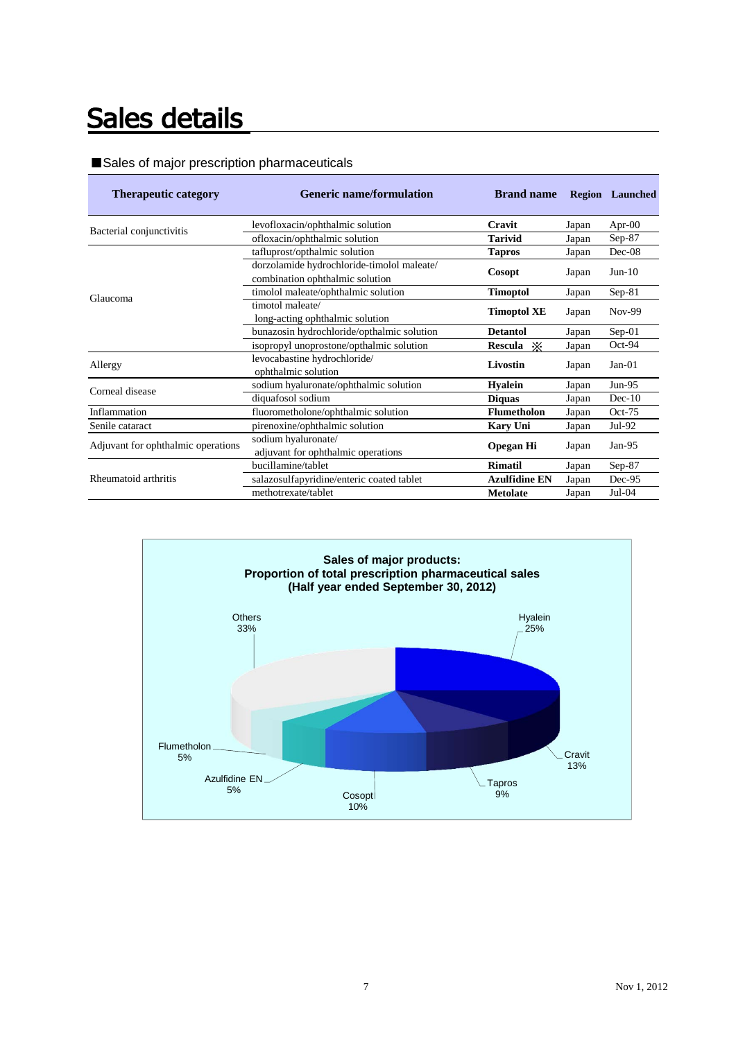# Sales details

■Sales of major prescription pharmaceuticals

| Therapeutic category | Generic name/formulation | Brand name | Region | Launched |
|---|---|---|---|---|
| Bacterial conjunctivitis | levofloxacin/ophthalmic solution | **Cravit** | Japan | Apr-00 |
| | ofloxacin/ophthalmic solution | **Tarivid** | Japan | Sep-87 |
| Glaucoma | tafluprost/opthalmic solution | **Tapros** | Japan | Dec-08 |
| | dorzolamide hydrochloride-timolol maleate/ combination ophthalmic solution | **Cosopt** | Japan | Jun-10 |
| | timolol maleate/ophthalmic solution | **Timoptol** | Japan | Sep-81 |
| | timolol maleate/ long-acting ophthalmic solution | **Timoptol XE** | Japan | Nov-99 |
| | bunazosin hydrochloride/opthalmic solution | **Detantol** | Japan | Sep-01 |
| | isopropyl unoprostone/opthalmic solution | **Rescula** ※ | Japan | Oct-94 |
| Allergy | levocabastine hydrochloride/ ophthalmic solution | **Livostin** | Japan | Jan-01 |
| Corneal disease | sodium hyaluronate/ophthalmic solution | **Hyalein** | Japan | Jun-95 |
| | diquafosol sodium | **Diquas** | Japan | Dec-10 |
| Inflammation | fluorometholone/ophthalmic solution | **Flumetholon** | Japan | Oct-75 |
| Senile cataract | pirenoxine/ophthalmic solution | **Kary Uni** | Japan | Jul-92 |
| Adjuvant for ophthalmic operations | sodium hyaluronate/ adjuvant for ophthalmic operations | **Opegan Hi** | Japan | Jan-95 |
| Rheumatoid arthritis | bucillamine/tablet | **Rimatil** | Japan | Sep-87 |
| | salazosulfapyridine/enteric coated tablet | **Azulfidine EN** | Japan | Dec-95 |
| | methotrexate/tablet | **Metolate** | Japan | Jul-04 |

**Sales of major products: Proportion of total prescription pharmaceutical sales (Half year ended September 30, 2012)**

| Product | Proportion |
|---|---|
| Hyalein | 25% |
| Cravit | 13% |
| Tapros | 9% |
| Cosopt | 10% |
| Azulfidine EN | 5% |
| Flumetholon | 5% |
| Others | 33% |

Nov 1, 2012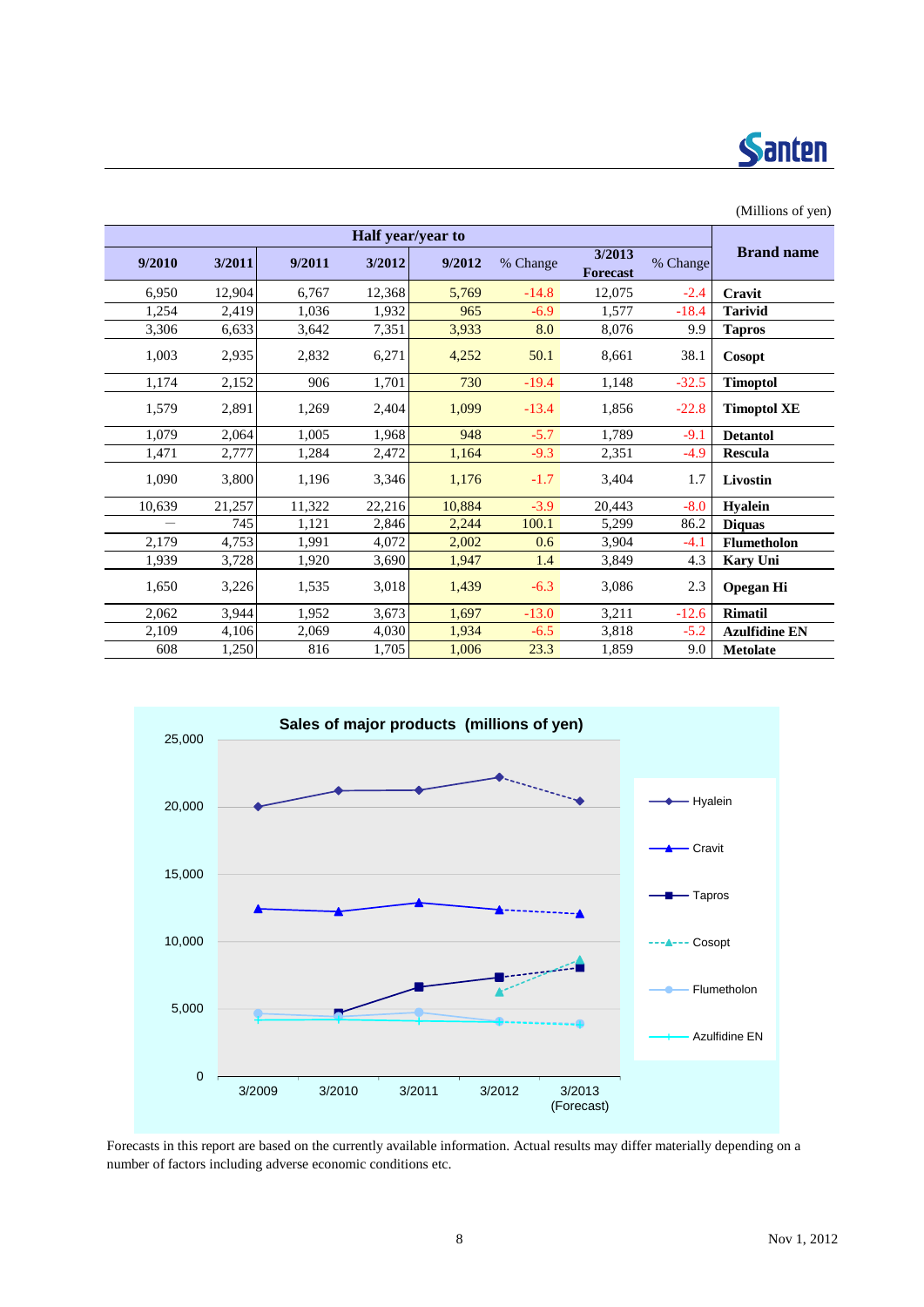(Millions of yen)

| Half year/year to | | | | | | | | Brand name |
|---|---|---|---|---|---|---|---|---|
| 9/2010 | 3/2011 | 9/2011 | 3/2012 | 9/2012 | % Change | 3/2013 Forecast | % Change | |
| 6,950 | 12,904 | 6,767 | 12,368 | 5,769 | -14.8 | 12,075 | -2.4 | Cravit |
| 1,254 | 2,419 | 1,036 | 1,932 | 965 | -6.9 | 1,577 | -18.4 | Tarivid |
| 3,306 | 6,633 | 3,642 | 7,351 | 3,933 | 8.0 | 8,076 | 9.9 | Tapros |
| 1,003 | 2,935 | 2,832 | 6,271 | 4,252 | 50.1 | 8,661 | 38.1 | Cosopt |
| 1,174 | 2,152 | 906 | 1,701 | 730 | -19.4 | 1,148 | -32.5 | Timoptol |
| 1,579 | 2,891 | 1,269 | 2,404 | 1,099 | -13.4 | 1,856 | -22.8 | Timoptol XE |
| 1,079 | 2,064 | 1,005 | 1,968 | 948 | -5.7 | 1,789 | -9.1 | Detantol |
| 1,471 | 2,777 | 1,284 | 2,472 | 1,164 | -9.3 | 2,351 | -4.9 | Rescula |
| 1,090 | 3,800 | 1,196 | 3,346 | 1,176 | -1.7 | 3,404 | 1.7 | Livostin |
| 10,639 | 21,257 | 11,322 | 22,216 | 10,884 | -3.9 | 20,443 | -8.0 | Hyalein |
| — | 745 | 1,121 | 2,846 | 2,244 | 100.1 | 5,299 | 86.2 | Diquas |
| 2,179 | 4,753 | 1,991 | 4,072 | 2,002 | 0.6 | 3,904 | -4.1 | Flumetholon |
| 1,939 | 3,728 | 1,920 | 3,690 | 1,947 | 1.4 | 3,849 | 4.3 | Kary Uni |
| 1,650 | 3,226 | 1,535 | 3,018 | 1,439 | -6.3 | 3,086 | 2.3 | Opegan Hi |
| 2,062 | 3,944 | 1,952 | 3,673 | 1,697 | -13.0 | 3,211 | -12.6 | Rimatil |
| 2,109 | 4,106 | 2,069 | 4,030 | 1,934 | -6.5 | 3,818 | -5.2 | Azulfidine EN |
| 608 | 1,250 | 816 | 1,705 | 1,006 | 23.3 | 1,859 | 9.0 | Metolate |

**Sales of major products (millions of yen)**

Forecasts in this report are based on the currently available information. Actual results may differ materially depending on a number of factors including adverse economic conditions etc.

Nov 1, 2012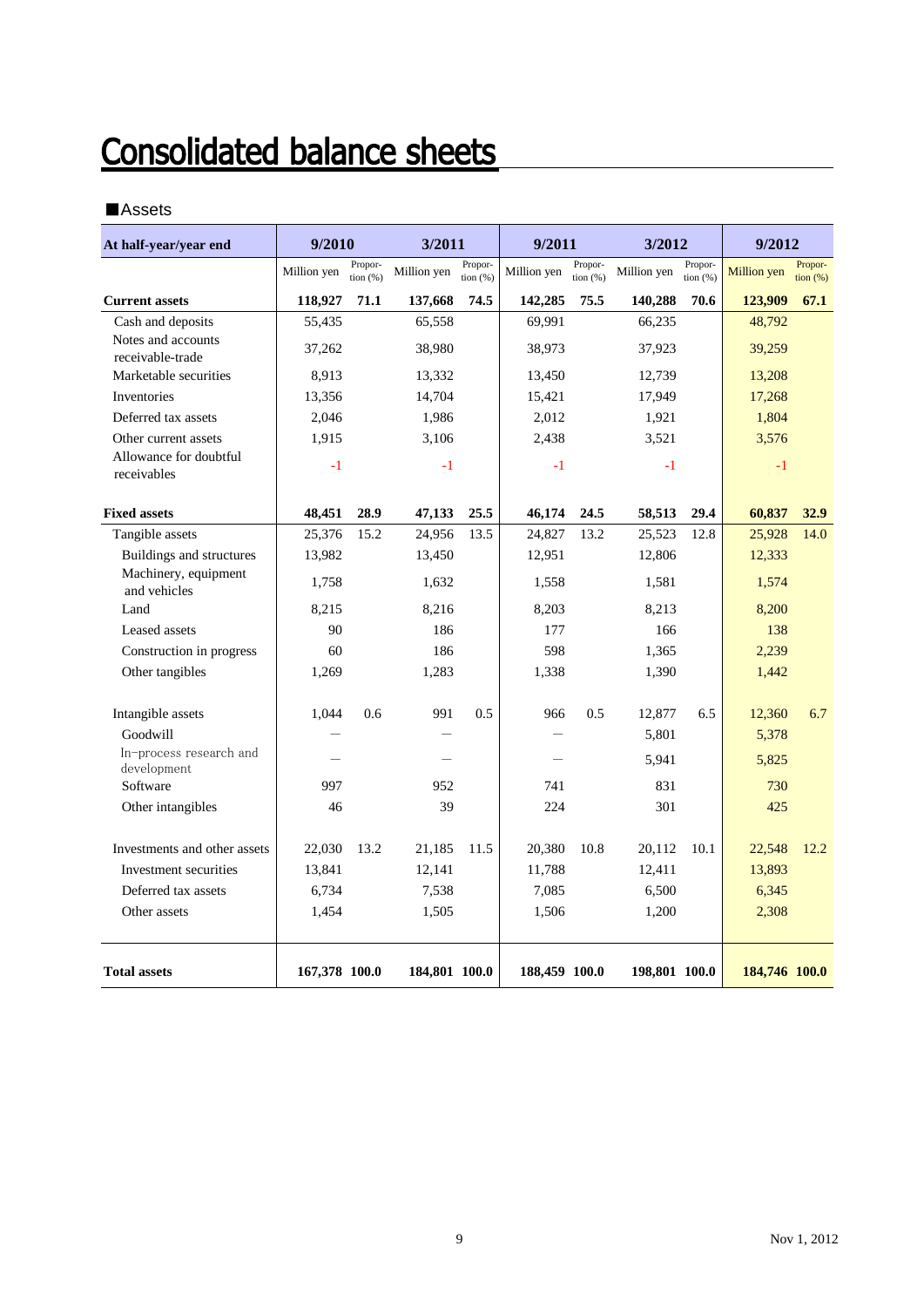# Consolidated balance sheets

■Assets

| At half-year/year end | 9/2010 | | 3/2011 | | 9/2011 | | 3/2012 | | 9/2012 | |
|---|---|---|---|---|---|---|---|---|---|---|
| | Million yen | Propor-tion (%) | Million yen | Propor-tion (%) | Million yen | Propor-tion (%) | Million yen | Propor-tion (%) | Million yen | Propor-tion (%) |
| **Current assets** | **118,927** | **71.1** | **137,668** | **74.5** | **142,285** | **75.5** | **140,288** | **70.6** | **123,909** | **67.1** |
| Cash and deposits | 55,435 | | 65,558 | | 69,991 | | 66,235 | | 48,792 | |
| Notes and accounts receivable-trade | 37,262 | | 38,980 | | 38,973 | | 37,923 | | 39,259 | |
| Marketable securities | 8,913 | | 13,332 | | 13,450 | | 12,739 | | 13,208 | |
| Inventories | 13,356 | | 14,704 | | 15,421 | | 17,949 | | 17,268 | |
| Deferred tax assets | 2,046 | | 1,986 | | 2,012 | | 1,921 | | 1,804 | |
| Other current assets | 1,915 | | 3,106 | | 2,438 | | 3,521 | | 3,576 | |
| Allowance for doubtful receivables | -1 | | -1 | | -1 | | -1 | | -1 | |
| **Fixed assets** | **48,451** | **28.9** | **47,133** | **25.5** | **46,174** | **24.5** | **58,513** | **29.4** | **60,837** | **32.9** |
| Tangible assets | 25,376 | 15.2 | 24,956 | 13.5 | 24,827 | 13.2 | 25,523 | 12.8 | 25,928 | 14.0 |
| Buildings and structures | 13,982 | | 13,450 | | 12,951 | | 12,806 | | 12,333 | |
| Machinery, equipment and vehicles | 1,758 | | 1,632 | | 1,558 | | 1,581 | | 1,574 | |
| Land | 8,215 | | 8,216 | | 8,203 | | 8,213 | | 8,200 | |
| Leased assets | 90 | | 186 | | 177 | | 166 | | 138 | |
| Construction in progress | 60 | | 186 | | 598 | | 1,365 | | 2,239 | |
| Other tangibles | 1,269 | | 1,283 | | 1,338 | | 1,390 | | 1,442 | |
| Intangible assets | 1,044 | 0.6 | 991 | 0.5 | 966 | 0.5 | 12,877 | 6.5 | 12,360 | 6.7 |
| Goodwill | — | | — | | — | | 5,801 | | 5,378 | |
| In-process research and development | — | | — | | — | | 5,941 | | 5,825 | |
| Software | 997 | | 952 | | 741 | | 831 | | 730 | |
| Other intangibles | 46 | | 39 | | 224 | | 301 | | 425 | |
| Investments and other assets | 22,030 | 13.2 | 21,185 | 11.5 | 20,380 | 10.8 | 20,112 | 10.1 | 22,548 | 12.2 |
| Investment securities | 13,841 | | 12,141 | | 11,788 | | 12,411 | | 13,893 | |
| Deferred tax assets | 6,734 | | 7,538 | | 7,085 | | 6,500 | | 6,345 | |
| Other assets | 1,454 | | 1,505 | | 1,506 | | 1,200 | | 2,308 | |
| **Total assets** | **167,378** | **100.0** | **184,801** | **100.0** | **188,459** | **100.0** | **198,801** | **100.0** | **184,746** | **100.0** |

Nov 1, 2012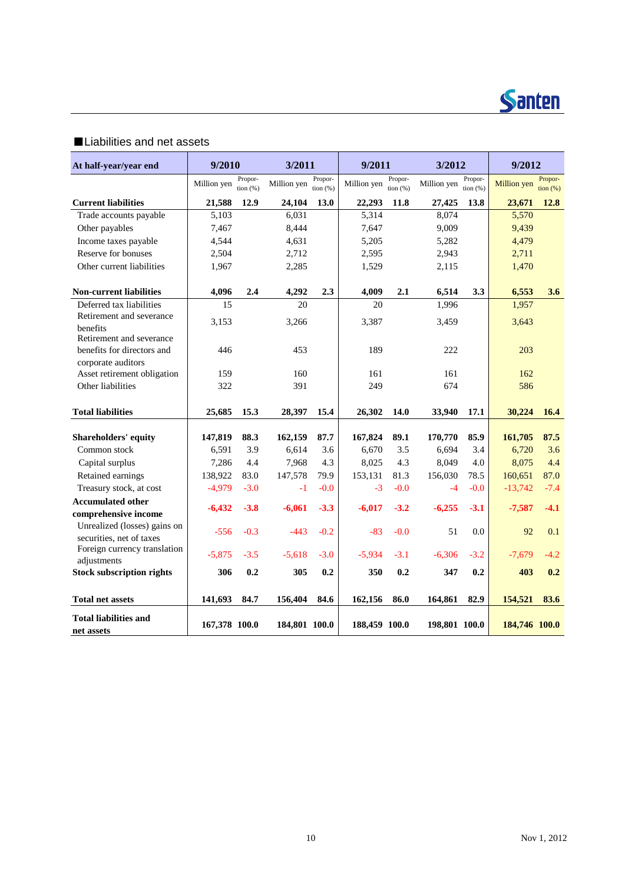## ■Liabilities and net assets

| At half-year/year end | 9/2010 | | 3/2011 | | 9/2011 | | 3/2012 | | 9/2012 | |
|---|---|---|---|---|---|---|---|---|---|---|
| | Million yen | Propor-tion (%) | Million yen | Propor-tion (%) | Million yen | Propor-tion (%) | Million yen | Propor-tion (%) | Million yen | Propor-tion (%) |
| **Current liabilities** | **21,588** | **12.9** | **24,104** | **13.0** | **22,293** | **11.8** | **27,425** | **13.8** | **23,671** | **12.8** |
| Trade accounts payable | 5,103 | | 6,031 | | 5,314 | | 8,074 | | 5,570 | |
| Other payables | 7,467 | | 8,444 | | 7,647 | | 9,009 | | 9,439 | |
| Income taxes payable | 4,544 | | 4,631 | | 5,205 | | 5,282 | | 4,479 | |
| Reserve for bonuses | 2,504 | | 2,712 | | 2,595 | | 2,943 | | 2,711 | |
| Other current liabilities | 1,967 | | 2,285 | | 1,529 | | 2,115 | | 1,470 | |
| **Non-current liabilities** | **4,096** | **2.4** | **4,292** | **2.3** | **4,009** | **2.1** | **6,514** | **3.3** | **6,553** | **3.6** |
| Deferred tax liabilities | 15 | | 20 | | 20 | | 1,996 | | 1,957 | |
| Retirement and severance benefits | 3,153 | | 3,266 | | 3,387 | | 3,459 | | 3,643 | |
| Retirement and severance benefits for directors and corporate auditors | 446 | | 453 | | 189 | | 222 | | 203 | |
| Asset retirement obligation | 159 | | 160 | | 161 | | 161 | | 162 | |
| Other liabilities | 322 | | 391 | | 249 | | 674 | | 586 | |
| **Total liabilities** | **25,685** | **15.3** | **28,397** | **15.4** | **26,302** | **14.0** | **33,940** | **17.1** | **30,224** | **16.4** |
| **Shareholders' equity** | **147,819** | **88.3** | **162,159** | **87.7** | **167,824** | **89.1** | **170,770** | **85.9** | **161,705** | **87.5** |
| Common stock | 6,591 | 3.9 | 6,614 | 3.6 | 6,670 | 3.5 | 6,694 | 3.4 | 6,720 | 3.6 |
| Capital surplus | 7,286 | 4.4 | 7,968 | 4.3 | 8,025 | 4.3 | 8,049 | 4.0 | 8,075 | 4.4 |
| Retained earnings | 138,922 | 83.0 | 147,578 | 79.9 | 153,131 | 81.3 | 156,030 | 78.5 | 160,651 | 87.0 |
| Treasury stock, at cost | -4,979 | -3.0 | -1 | -0.0 | -3 | -0.0 | -4 | -0.0 | -13,742 | -7.4 |
| **Accumulated other comprehensive income** | **-6,432** | **-3.8** | **-6,061** | **-3.3** | **-6,017** | **-3.2** | **-6,255** | **-3.1** | **-7,587** | **-4.1** |
| Unrealized (losses) gains on securities, net of taxes | -556 | -0.3 | -443 | -0.2 | -83 | -0.0 | 51 | 0.0 | 92 | 0.1 |
| Foreign currency translation adjustments | -5,875 | -3.5 | -5,618 | -3.0 | -5,934 | -3.1 | -6,306 | -3.2 | -7,679 | -4.2 |
| **Stock subscription rights** | **306** | **0.2** | **305** | **0.2** | **350** | **0.2** | **347** | **0.2** | **403** | **0.2** |
| **Total net assets** | **141,693** | **84.7** | **156,404** | **84.6** | **162,156** | **86.0** | **164,861** | **82.9** | **154,521** | **83.6** |
| **Total liabilities and net assets** | **167,378** | **100.0** | **184,801** | **100.0** | **188,459** | **100.0** | **198,801** | **100.0** | **184,746** | **100.0** |

Nov 1, 2012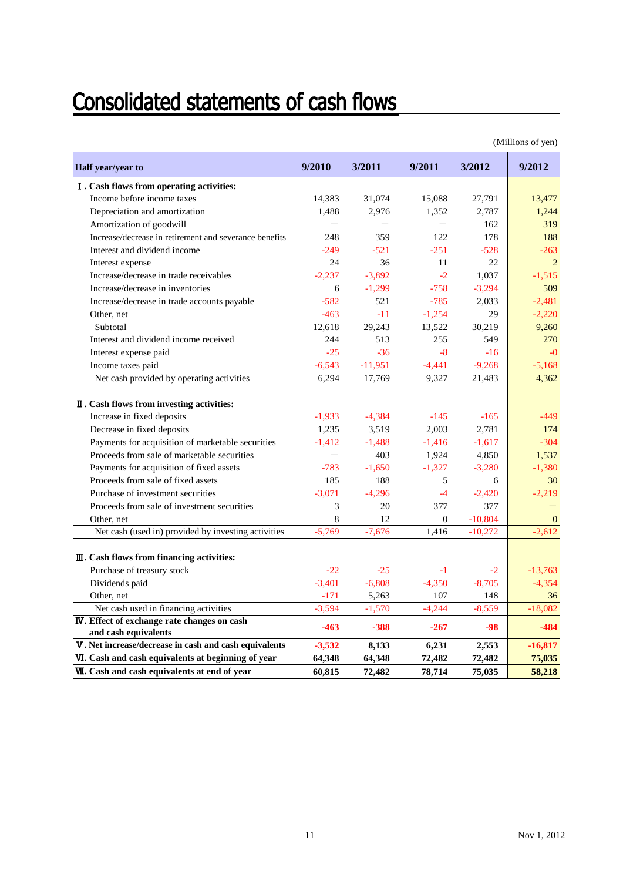# Consolidated statements of cash flows

(Millions of yen)

| Half year/year to | 9/2010 | 3/2011 | 9/2011 | 3/2012 | 9/2012 |
|---|---|---|---|---|---|
| **Ⅰ. Cash flows from operating activities:** | | | | | |
| Income before income taxes | 14,383 | 31,074 | 15,088 | 27,791 | 13,477 |
| Depreciation and amortization | 1,488 | 2,976 | 1,352 | 2,787 | 1,244 |
| Amortization of goodwill | — | — | — | 162 | 319 |
| Increase/decrease in retirement and severance benefits | 248 | 359 | 122 | 178 | 188 |
| Interest and dividend income | -249 | -521 | -251 | -528 | -263 |
| Interest expense | 24 | 36 | 11 | 22 | 2 |
| Increase/decrease in trade receivables | -2,237 | -3,892 | -2 | 1,037 | -1,515 |
| Increase/decrease in inventories | 6 | -1,299 | -758 | -3,294 | 509 |
| Increase/decrease in trade accounts payable | -582 | 521 | -785 | 2,033 | -2,481 |
| Other, net | -463 | -11 | -1,254 | 29 | -2,220 |
| Subtotal | 12,618 | 29,243 | 13,522 | 30,219 | 9,260 |
| Interest and dividend income received | 244 | 513 | 255 | 549 | 270 |
| Interest expense paid | -25 | -36 | -8 | -16 | -0 |
| Income taxes paid | -6,543 | -11,951 | -4,441 | -9,268 | -5,168 |
| Net cash provided by operating activities | 6,294 | 17,769 | 9,327 | 21,483 | 4,362 |
| **Ⅱ. Cash flows from investing activities:** | | | | | |
| Increase in fixed deposits | -1,933 | -4,384 | -145 | -165 | -449 |
| Decrease in fixed deposits | 1,235 | 3,519 | 2,003 | 2,781 | 174 |
| Payments for acquisition of marketable securities | -1,412 | -1,488 | -1,416 | -1,617 | -304 |
| Proceeds from sale of marketable securities | — | 403 | 1,924 | 4,850 | 1,537 |
| Payments for acquisition of fixed assets | -783 | -1,650 | -1,327 | -3,280 | -1,380 |
| Proceeds from sale of fixed assets | 185 | 188 | 5 | 6 | 30 |
| Purchase of investment securities | -3,071 | -4,296 | -4 | -2,420 | -2,219 |
| Proceeds from sale of investment securities | 3 | 20 | 377 | 377 | — |
| Other, net | 8 | 12 | 0 | -10,804 | 0 |
| Net cash (used in) provided by investing activities | -5,769 | -7,676 | 1,416 | -10,272 | -2,612 |
| **Ⅲ. Cash flows from financing activities:** | | | | | |
| Purchase of treasury stock | -22 | -25 | -1 | -2 | -13,763 |
| Dividends paid | -3,401 | -6,808 | -4,350 | -8,705 | -4,354 |
| Other, net | -171 | 5,263 | 107 | 148 | 36 |
| Net cash used in financing activities | -3,594 | -1,570 | -4,244 | -8,559 | -18,082 |
| **Ⅳ. Effect of exchange rate changes on cash and cash equivalents** | **-463** | **-388** | **-267** | **-98** | **-484** |
| **Ⅴ. Net increase/decrease in cash and cash equivalents** | **-3,532** | **8,133** | **6,231** | **2,553** | **-16,817** |
| **Ⅵ. Cash and cash equivalents at beginning of year** | **64,348** | **64,348** | **72,482** | **72,482** | **75,035** |
| **Ⅶ. Cash and cash equivalents at end of year** | **60,815** | **72,482** | **78,714** | **75,035** | **58,218** |

Nov 1, 2012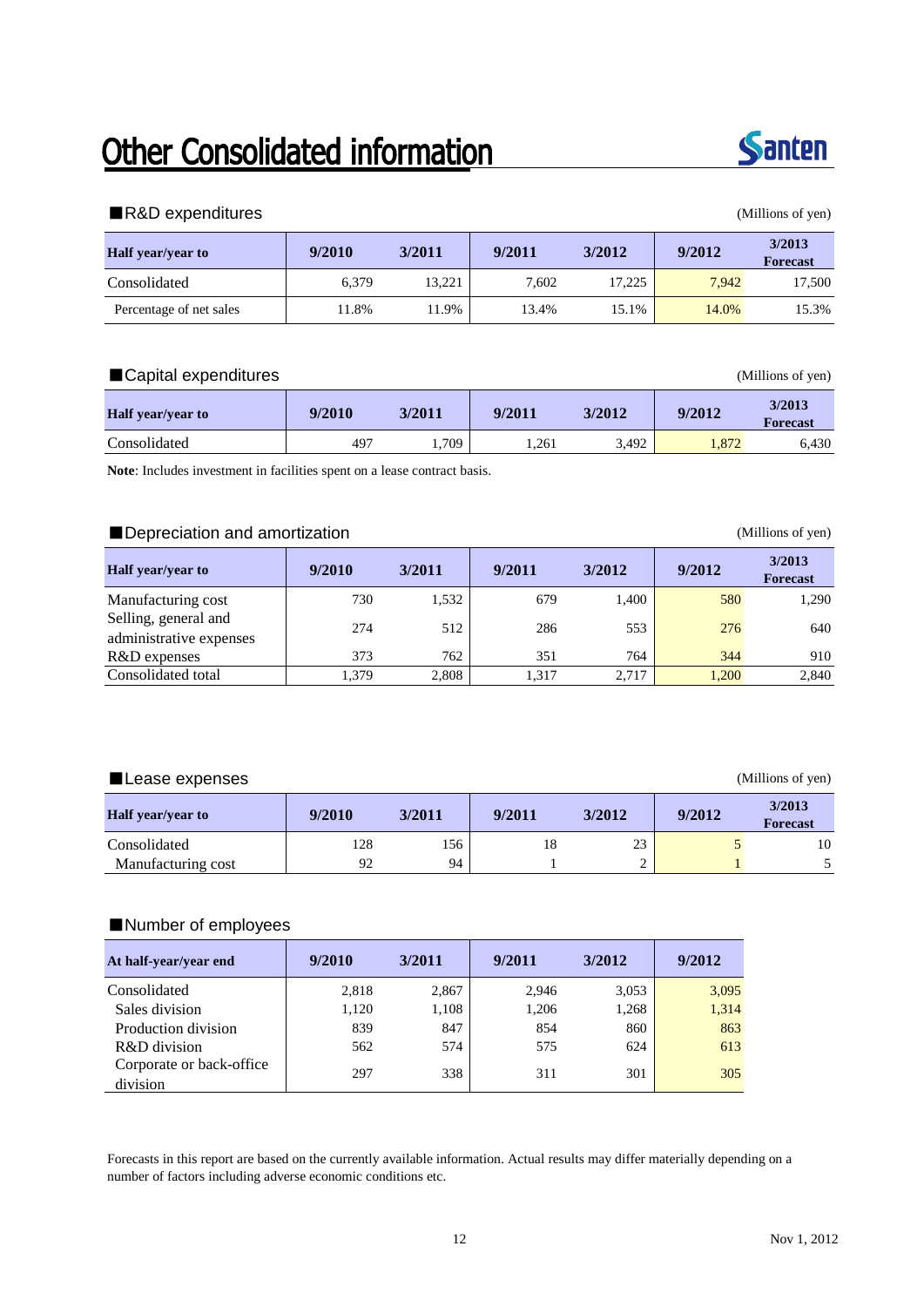# Other Consolidated information

## ■R&D expenditures

(Millions of yen)

| Half year/year to | 9/2010 | 3/2011 | 9/2011 | 3/2012 | 9/2012 | 3/2013 Forecast |
|---|---|---|---|---|---|---|
| Consolidated | 6,379 | 13,221 | 7,602 | 17,225 | 7,942 | 17,500 |
| Percentage of net sales | 11.8% | 11.9% | 13.4% | 15.1% | 14.0% | 15.3% |

## ■Capital expenditures

(Millions of yen)

| Half year/year to | 9/2010 | 3/2011 | 9/2011 | 3/2012 | 9/2012 | 3/2013 Forecast |
|---|---|---|---|---|---|---|
| Consolidated | 497 | 1,709 | 1,261 | 3,492 | 1,872 | 6,430 |

**Note**: Includes investment in facilities spent on a lease contract basis.

## ■Depreciation and amortization

(Millions of yen)

| Half year/year to | 9/2010 | 3/2011 | 9/2011 | 3/2012 | 9/2012 | 3/2013 Forecast |
|---|---|---|---|---|---|---|
| Manufacturing cost | 730 | 1,532 | 679 | 1,400 | 580 | 1,290 |
| Selling, general and administrative expenses | 274 | 512 | 286 | 553 | 276 | 640 |
| R&D expenses | 373 | 762 | 351 | 764 | 344 | 910 |
| Consolidated total | 1,379 | 2,808 | 1,317 | 2,717 | 1,200 | 2,840 |

## ■Lease expenses

(Millions of yen)

| Half year/year to | 9/2010 | 3/2011 | 9/2011 | 3/2012 | 9/2012 | 3/2013 Forecast |
|---|---|---|---|---|---|---|
| Consolidated | 128 | 156 | 18 | 23 | 5 | 10 |
| Manufacturing cost | 92 | 94 | 1 | 2 | 1 | 5 |

## ■Number of employees

| At half-year/year end | 9/2010 | 3/2011 | 9/2011 | 3/2012 | 9/2012 |
|---|---|---|---|---|---|
| Consolidated | 2,818 | 2,867 | 2,946 | 3,053 | 3,095 |
| Sales division | 1,120 | 1,108 | 1,206 | 1,268 | 1,314 |
| Production division | 839 | 847 | 854 | 860 | 863 |
| R&D division | 562 | 574 | 575 | 624 | 613 |
| Corporate or back-office division | 297 | 338 | 311 | 301 | 305 |

Forecasts in this report are based on the currently available information. Actual results may differ materially depending on a number of factors including adverse economic conditions etc.

Nov 1, 2012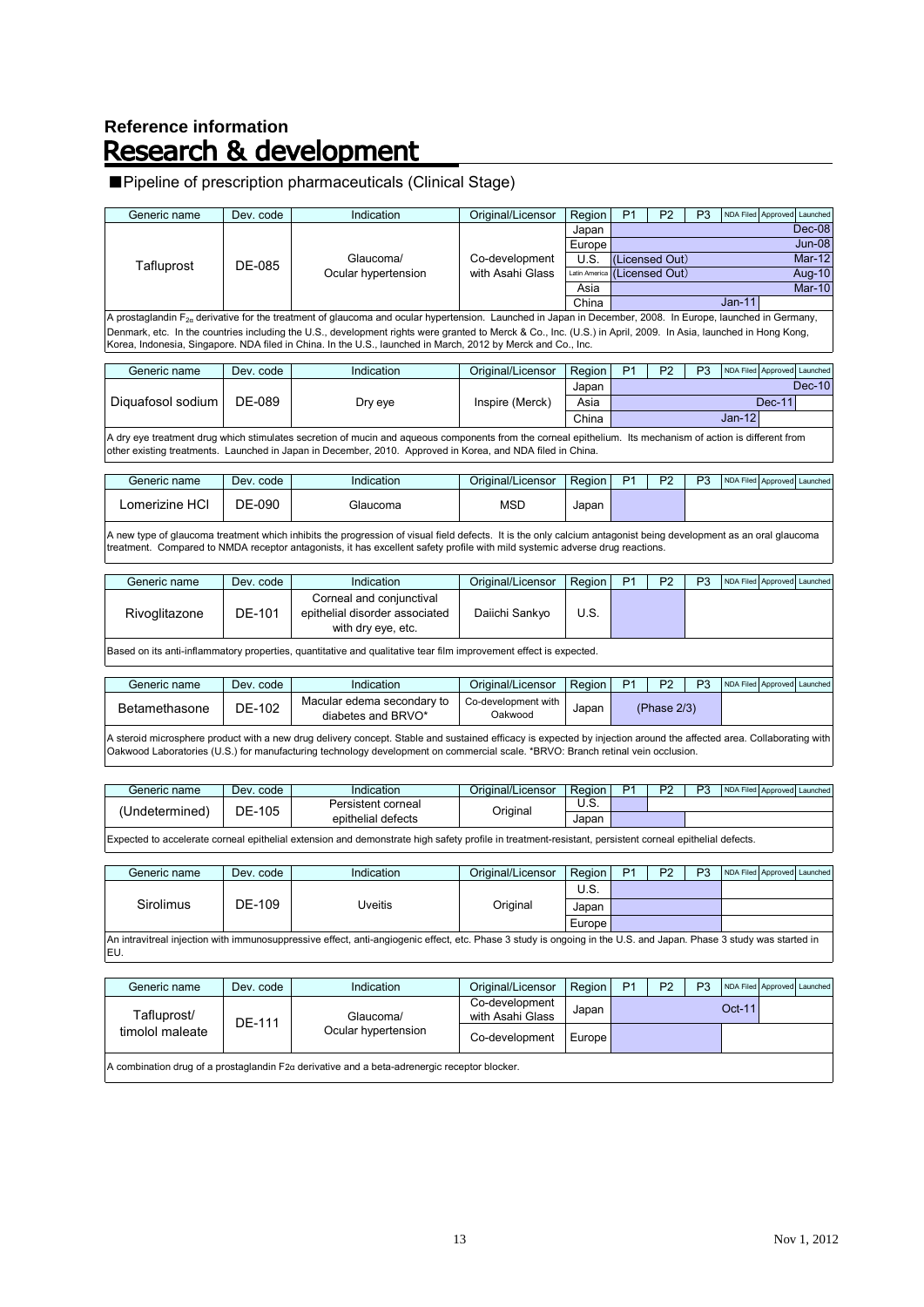## Reference information

# Research & development

■Pipeline of prescription pharmaceuticals (Clinical Stage)

| Generic name | Dev. code | Indication | Original/Licensor | Region | P1 | P2 | P3 | NDA Filed | Approved | Launched |
|---|---|---|---|---|---|---|---|---|---|---|
| Tafluprost | DE-085 | Glaucoma/ Ocular hypertension | Co-development with Asahi Glass | Japan | | | | | | Dec-08 |
| | | | | Europe | | | | | | Jun-08 |
| | | | | U.S. | (Licensed Out) | | | | | Mar-12 |
| | | | | Latin America | (Licensed Out) | | | | | Aug-10 |
| | | | | Asia | | | | | | Mar-10 |
| | | | | China | | | | Jan-11 | | |

A prostaglandin $F_{2\alpha}$ derivative for the treatment of glaucoma and ocular hypertension. Launched in Japan in December, 2008. In Europe, launched in Germany, Denmark, etc. In the countries including the U.S., development rights were granted to Merck & Co., Inc. (U.S.) in April, 2009. In Asia, launched in Hong Kong, Korea, Indonesia, Singapore. NDA filed in China. In the U.S., launched in March, 2012 by Merck and Co., Inc.

| Generic name | Dev. code | Indication | Original/Licensor | Region | P1 | P2 | P3 | NDA Filed | Approved | Launched |
|---|---|---|---|---|---|---|---|---|---|---|
| Diquafosol sodium | DE-089 | Dry eye | Inspire (Merck) | Japan | | | | | | Dec-10 |
| | | | | Asia | | | | | Dec-11 | |
| | | | | China | | | | Jan-12 | | |

A dry eye treatment drug which stimulates secretion of mucin and aqueous components from the corneal epithelium. Its mechanism of action is different from other existing treatments. Launched in Japan in December, 2010. Approved in Korea, and NDA filed in China.

| Generic name | Dev. code | Indication | Original/Licensor | Region | P1 | P2 | P3 | NDA Filed | Approved | Launched |
|---|---|---|---|---|---|---|---|---|---|---|
| Lomerizine HCl | DE-090 | Glaucoma | MSD | Japan | | | | | | |

A new type of glaucoma treatment which inhibits the progression of visual field defects. It is the only calcium antagonist being development as an oral glaucoma treatment. Compared to NMDA receptor antagonists, it has excellent safety profile with mild systemic adverse drug reactions.

| Generic name | Dev. code | Indication | Original/Licensor | Region | P1 | P2 | P3 | NDA Filed | Approved | Launched |
|---|---|---|---|---|---|---|---|---|---|---|
| Rivoglitazone | DE-101 | Corneal and conjunctival epithelial disorder associated with dry eye, etc. | Daiichi Sankyo | U.S. | | | | | | |

Based on its anti-inflammatory properties, quantitative and qualitative tear film improvement effect is expected.

| Generic name | Dev. code | Indication | Original/Licensor | Region | P1 | P2 | P3 | NDA Filed | Approved | Launched |
|---|---|---|---|---|---|---|---|---|---|---|
| Betamethasone | DE-102 | Macular edema secondary to diabetes and BRVO* | Co-development with Oakwood | Japan | | (Phase 2/3) | | | | |

A steroid microsphere product with a new drug delivery concept. Stable and sustained efficacy is expected by injection around the affected area. Collaborating with Oakwood Laboratories (U.S.) for manufacturing technology development on commercial scale. *BRVO: Branch retinal vein occlusion.

| Generic name | Dev. code | Indication | Original/Licensor | Region | P1 | P2 | P3 | NDA Filed | Approved | Launched |
|---|---|---|---|---|---|---|---|---|---|---|
| (Undetermined) | DE-105 | Persistent corneal epithelial defects | Original | U.S. | | | | | | |
| | | | | Japan | | | | | | |

Expected to accelerate corneal epithelial extension and demonstrate high safety profile in treatment-resistant, persistent corneal epithelial defects.

| Generic name | Dev. code | Indication | Original/Licensor | Region | P1 | P2 | P3 | NDA Filed | Approved | Launched |
|---|---|---|---|---|---|---|---|---|---|---|
| Sirolimus | DE-109 | Uveitis | Original | U.S. | | | | | | |
| | | | | Japan | | | | | | |
| | | | | Europe | | | | | | |

An intravitreal injection with immunosuppressive effect, anti-angiogenic effect, etc. Phase 3 study is ongoing in the U.S. and Japan. Phase 3 study was started in EU.

| Generic name | Dev. code | Indication | Original/Licensor | Region | P1 | P2 | P3 | NDA Filed | Approved | Launched |
|---|---|---|---|---|---|---|---|---|---|---|
| Tafluprost/ timolol maleate | DE-111 | Glaucoma/ Ocular hypertension | Co-development with Asahi Glass | Japan | | | | Oct-11 | | |
| | | | Co-development | Europe | | | | | | |

A combination drug of a prostaglandin $F_{2\alpha}$ derivative and a beta-adrenergic receptor blocker.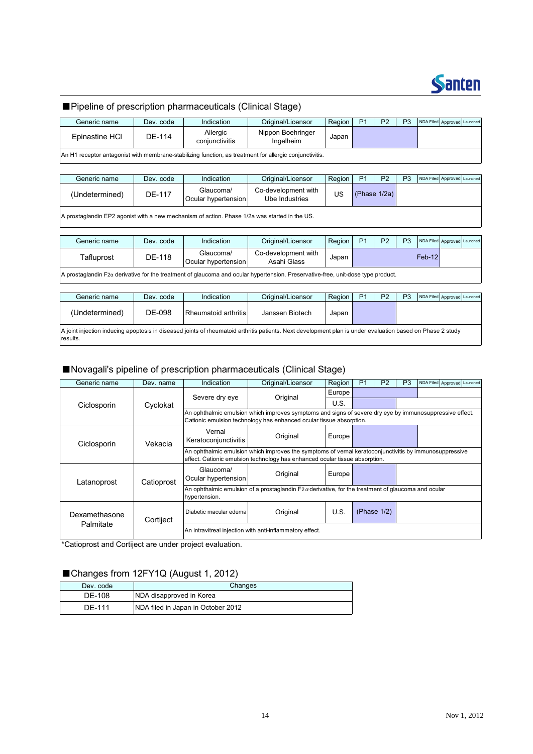## ■Pipeline of prescription pharmaceuticals (Clinical Stage)

| Generic name | Dev. code | Indication | Original/Licensor | Region | P1 | P2 | P3 | NDA Filed | Approved | Launched |
|---|---|---|---|---|---|---|---|---|---|---|
| Epinastine HCl | DE-114 | Allergic conjunctivitis | Nippon Boehringer Ingelheim | Japan | | | | | | |
| An H1 receptor antagonist with membrane-stabilizing function, as treatment for allergic conjunctivitis. | | | | | | | | | | |

| Generic name | Dev. code | Indication | Original/Licensor | Region | P1 | P2 | P3 | NDA Filed | Approved | Launched |
|---|---|---|---|---|---|---|---|---|---|---|
| (Undetermined) | DE-117 | Glaucoma/ Ocular hypertension | Co-development with Ube Industries | US | (Phase 1/2a) | | | | | |
| A prostaglandin EP2 agonist with a new mechanism of action. Phase 1/2a was started in the US. | | | | | | | | | | |

| Generic name | Dev. code | Indication | Original/Licensor | Region | P1 | P2 | P3 | NDA Filed | Approved | Launched |
|---|---|---|---|---|---|---|---|---|---|---|
| Tafluprost | DE-118 | Glaucoma/ Ocular hypertension | Co-development with Asahi Glass | Japan | | | | Feb-12 | | |
| A prostaglandin F2α derivative for the treatment of glaucoma and ocular hypertension. Preservative-free, unit-dose type product. | | | | | | | | | | |

| Generic name | Dev. code | Indication | Original/Licensor | Region | P1 | P2 | P3 | NDA Filed | Approved | Launched |
|---|---|---|---|---|---|---|---|---|---|---|
| (Undetermined) | DE-098 | Rheumatoid arthritis | Janssen Biotech | Japan | | | | | | |
| A joint injection inducing apoptosis in diseased joints of rheumatoid arthritis patients. Next development plan is under evaluation based on Phase 2 study results. | | | | | | | | | | |

## ■Novagali's pipeline of prescription pharmaceuticals (Clinical Stage)

| Generic name | Dev. name | Indication | Original/Licensor | Region | P1 | P2 | P3 | NDA Filed | Approved | Launched |
|---|---|---|---|---|---|---|---|---|---|---|
| Ciclosporin | Cyclokat | Severe dry eye | Original | Europe | | | | | | |
| | | | | U.S. | | | | | | |
| | | An ophthalmic emulsion which improves symptoms and signs of severe dry eye by immunosuppressive effect. Cationic emulsion technology has enhanced ocular tissue absorption. | | | | | | | | |
| Ciclosporin | Vekacia | Vernal Keratoconjunctivitis | Original | Europe | | | | | | |
| | | An ophthalmic emulsion which improves the symptoms of vernal keratoconjunctivitis by immunosuppressive effect. Cationic emulsion technology has enhanced ocular tissue absorption. | | | | | | | | |
| Latanoprost | Catioprost | Glaucoma/ Ocular hypertension | Original | Europe | | | | | | |
| | | An ophthalmic emulsion of a prostaglandin F2α derivative, for the treatment of glaucoma and ocular hypertension. | | | | | | | | |
| Dexamethasone Palmitate | Cortiject | Diabetic macular edema | Original | U.S. | (Phase 1/2) | | | | | |
| | | An intravitreal injection with anti-inflammatory effect. | | | | | | | | |

*Catioprost and Cortiject are under project evaluation.

## ■Changes from 12FY1Q (August 1, 2012)

| Dev. code | Changes |
|---|---|
| DE-108 | NDA disapproved in Korea |
| DE-111 | NDA filed in Japan in October 2012 |

Nov 1, 2012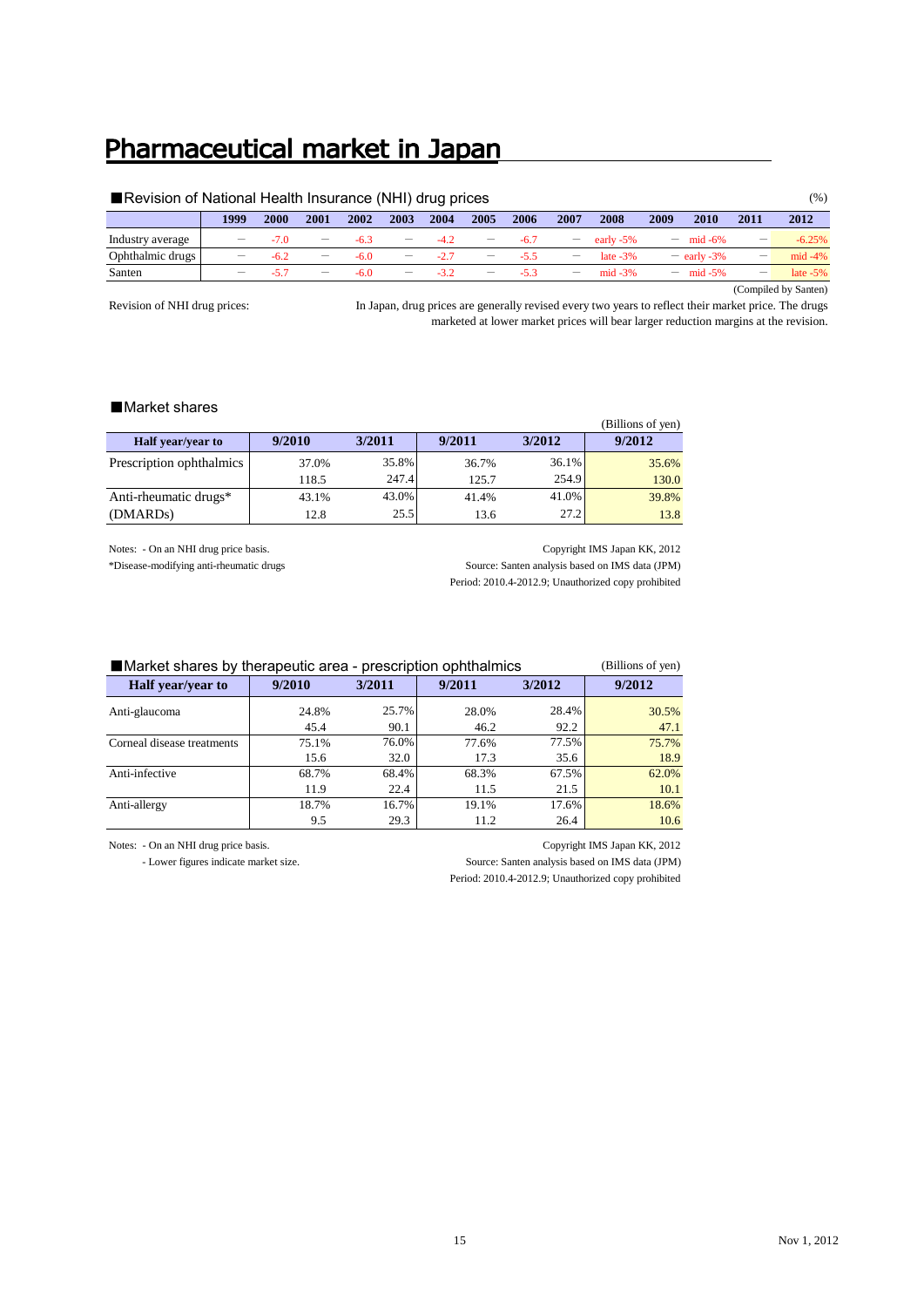# Pharmaceutical market in Japan

## ■Revision of National Health Insurance (NHI) drug prices

(%)

| | 1999 | 2000 | 2001 | 2002 | 2003 | 2004 | 2005 | 2006 | 2007 | 2008 | 2009 | 2010 | 2011 | 2012 |
|---|---|---|---|---|---|---|---|---|---|---|---|---|---|---|
| Industry average | — | -7.0 | — | -6.3 | — | -4.2 | — | -6.7 | — | early -5% | — | mid -6% | — | -6.25% |
| Ophthalmic drugs | — | -6.2 | — | -6.0 | — | -2.7 | — | -5.5 | — | late -3% | — | early -3% | — | mid -4% |
| Santen | — | -5.7 | — | -6.0 | — | -3.2 | — | -5.3 | — | mid -3% | — | mid -5% | — | late -5% |

(Compiled by Santen)

Revision of NHI drug prices: In Japan, drug prices are generally revised every two years to reflect their market price. The drugs marketed at lower market prices will bear larger reduction margins at the revision.

## ■Market shares

(Billions of yen)

| Half year/year to | 9/2010 | 3/2011 | 9/2011 | 3/2012 | 9/2012 |
|---|---|---|---|---|---|
| Prescription ophthalmics | 37.0% | 35.8% | 36.7% | 36.1% | 35.6% |
| | 118.5 | 247.4 | 125.7 | 254.9 | 130.0 |
| Anti-rheumatic drugs* | 43.1% | 43.0% | 41.4% | 41.0% | 39.8% |
| (DMARDs) | 12.8 | 25.5 | 13.6 | 27.2 | 13.8 |

Notes: - On an NHI drug price basis.
*Disease-modifying anti-rheumatic drugs

Copyright IMS Japan KK, 2012
Source: Santen analysis based on IMS data (JPM)
Period: 2010.4-2012.9; Unauthorized copy prohibited

## ■Market shares by therapeutic area - prescription ophthalmics

(Billions of yen)

| Half year/year to | 9/2010 | 3/2011 | 9/2011 | 3/2012 | 9/2012 |
|---|---|---|---|---|---|
| Anti-glaucoma | 24.8% | 25.7% | 28.0% | 28.4% | 30.5% |
| | 45.4 | 90.1 | 46.2 | 92.2 | 47.1 |
| Corneal disease treatments | 75.1% | 76.0% | 77.6% | 77.5% | 75.7% |
| | 15.6 | 32.0 | 17.3 | 35.6 | 18.9 |
| Anti-infective | 68.7% | 68.4% | 68.3% | 67.5% | 62.0% |
| | 11.9 | 22.4 | 11.5 | 21.5 | 10.1 |
| Anti-allergy | 18.7% | 16.7% | 19.1% | 17.6% | 18.6% |
| | 9.5 | 29.3 | 11.2 | 26.4 | 10.6 |

Notes: - On an NHI drug price basis.
- Lower figures indicate market size.

Copyright IMS Japan KK, 2012
Source: Santen analysis based on IMS data (JPM)
Period: 2010.4-2012.9; Unauthorized copy prohibited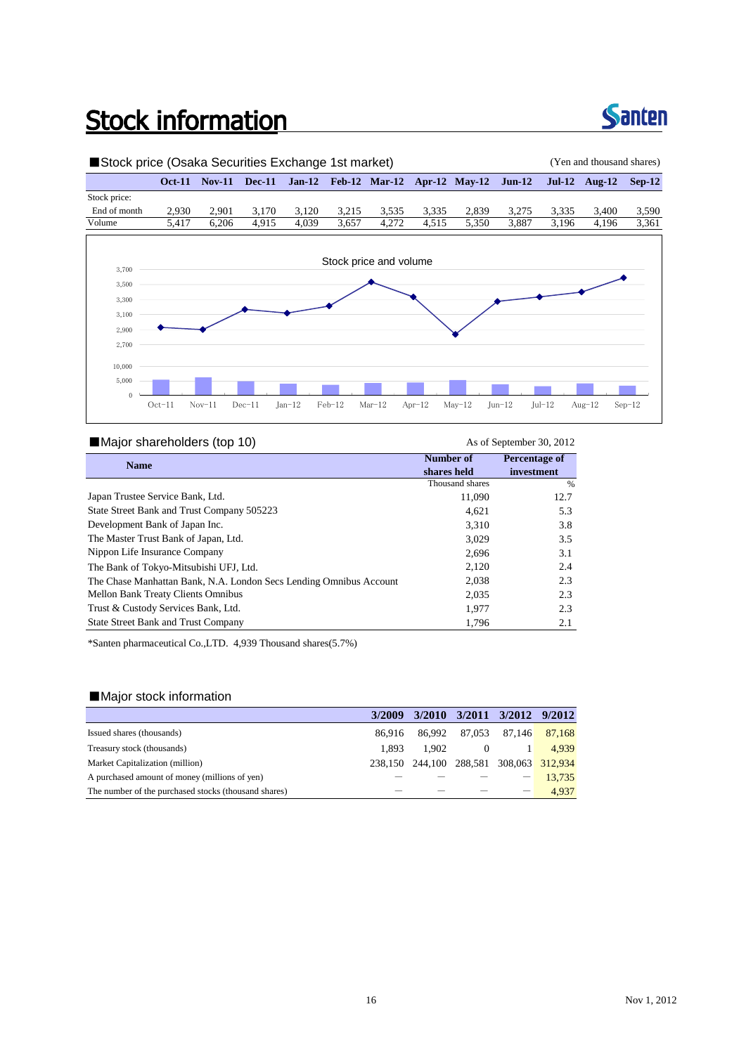# Stock information

## ■Stock price (Osaka Securities Exchange 1st market)

(Yen and thousand shares)

| | Oct-11 | Nov-11 | Dec-11 | Jan-12 | Feb-12 | Mar-12 | Apr-12 | May-12 | Jun-12 | Jul-12 | Aug-12 | Sep-12 |
|---|---|---|---|---|---|---|---|---|---|---|---|---|
| Stock price: | | | | | | | | | | | | |
| End of month | 2,930 | 2,901 | 3,170 | 3,120 | 3,215 | 3,535 | 3,335 | 2,839 | 3,275 | 3,335 | 3,400 | 3,590 |
| Volume | 5,417 | 6,206 | 4,915 | 4,039 | 3,657 | 4,272 | 4,515 | 5,350 | 3,887 | 3,196 | 4,196 | 3,361 |

## ■Major shareholders (top 10)

As of September 30, 2012

| Name | Number of shares held | Percentage of investment |
|---|---|---|
| | Thousand shares | % |
| Japan Trustee Service Bank, Ltd. | 11,090 | 12.7 |
| State Street Bank and Trust Company 505223 | 4,621 | 5.3 |
| Development Bank of Japan Inc. | 3,310 | 3.8 |
| The Master Trust Bank of Japan, Ltd. | 3,029 | 3.5 |
| Nippon Life Insurance Company | 2,696 | 3.1 |
| The Bank of Tokyo-Mitsubishi UFJ, Ltd. | 2,120 | 2.4 |
| The Chase Manhattan Bank, N.A. London Secs Lending Omnibus Account | 2,038 | 2.3 |
| Mellon Bank Treaty Clients Omnibus | 2,035 | 2.3 |
| Trust & Custody Services Bank, Ltd. | 1,977 | 2.3 |
| State Street Bank and Trust Company | 1,796 | 2.1 |

*Santen pharmaceutical Co.,LTD. 4,939 Thousand shares(5.7%)

## ■Major stock information

| | 3/2009 | 3/2010 | 3/2011 | 3/2012 | 9/2012 |
|---|---|---|---|---|---|
| Issued shares (thousands) | 86,916 | 86,992 | 87,053 | 87,146 | 87,168 |
| Treasury stock (thousands) | 1,893 | 1,902 | 0 | 1 | 4,939 |
| Market Capitalization (million) | 238,150 | 244,100 | 288,581 | 308,063 | 312,934 |
| A purchased amount of money (millions of yen) | — | — | — | — | 13,735 |
| The number of the purchased stocks (thousand shares) | — | — | — | — | 4,937 |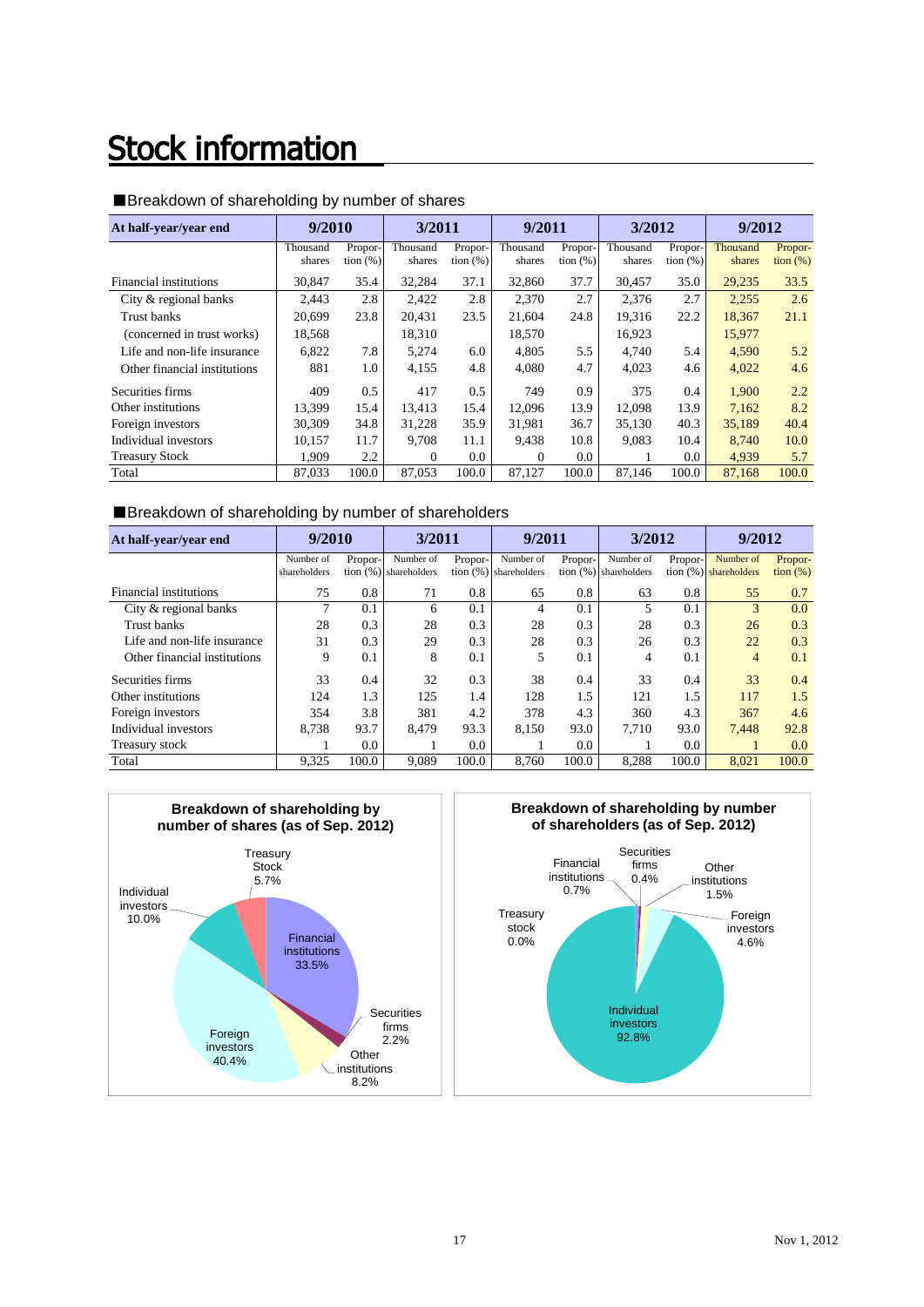// Stock information

## Stock information

■Breakdown of shareholding by number of shares

| At half-year/year end | 9/2010 | | 3/2011 | | 9/2011 | | 3/2012 | | 9/2012 | |
|---|---|---|---|---|---|---|---|---|---|---|
| | Thousand shares | Proportion (%) | Thousand shares | Proportion (%) | Thousand shares | Proportion (%) | Thousand shares | Proportion (%) | Thousand shares | Proportion (%) |
| Financial institutions | 30,847 | 35.4 | 32,284 | 37.1 | 32,860 | 37.7 | 30,457 | 35.0 | 29,235 | 33.5 |
| City & regional banks | 2,443 | 2.8 | 2,422 | 2.8 | 2,370 | 2.7 | 2,376 | 2.7 | 2,255 | 2.6 |
| Trust banks | 20,699 | 23.8 | 20,431 | 23.5 | 21,604 | 24.8 | 19,316 | 22.2 | 18,367 | 21.1 |
| (concerned in trust works) | 18,568 | | 18,310 | | 18,570 | | 16,923 | | 15,977 | |
| Life and non-life insurance | 6,822 | 7.8 | 5,274 | 6.0 | 4,805 | 5.5 | 4,740 | 5.4 | 4,590 | 5.2 |
| Other financial institutions | 881 | 1.0 | 4,155 | 4.8 | 4,080 | 4.7 | 4,023 | 4.6 | 4,022 | 4.6 |
| Securities firms | 409 | 0.5 | 417 | 0.5 | 749 | 0.9 | 375 | 0.4 | 1,900 | 2.2 |
| Other institutions | 13,399 | 15.4 | 13,413 | 15.4 | 12,096 | 13.9 | 12,098 | 13.9 | 7,162 | 8.2 |
| Foreign investors | 30,309 | 34.8 | 31,228 | 35.9 | 31,981 | 36.7 | 35,130 | 40.3 | 35,189 | 40.4 |
| Individual investors | 10,157 | 11.7 | 9,708 | 11.1 | 9,438 | 10.8 | 9,083 | 10.4 | 8,740 | 10.0 |
| Treasury Stock | 1,909 | 2.2 | 0 | 0.0 | 0 | 0.0 | 1 | 0.0 | 4,939 | 5.7 |
| Total | 87,033 | 100.0 | 87,053 | 100.0 | 87,127 | 100.0 | 87,146 | 100.0 | 87,168 | 100.0 |

■Breakdown of shareholding by number of shareholders

| At half-year/year end | 9/2010 | | 3/2011 | | 9/2011 | | 3/2012 | | 9/2012 | |
|---|---|---|---|---|---|---|---|---|---|---|
| | Number of shareholders | Proportion (%) | Number of shareholders | Proportion (%) | Number of shareholders | Proportion (%) | Number of shareholders | Proportion (%) | Number of shareholders | Proportion (%) |
| Financial institutions | 75 | 0.8 | 71 | 0.8 | 65 | 0.8 | 63 | 0.8 | 55 | 0.7 |
| City & regional banks | 7 | 0.1 | 6 | 0.1 | 4 | 0.1 | 5 | 0.1 | 3 | 0.0 |
| Trust banks | 28 | 0.3 | 28 | 0.3 | 28 | 0.3 | 28 | 0.3 | 26 | 0.3 |
| Life and non-life insurance | 31 | 0.3 | 29 | 0.3 | 28 | 0.3 | 26 | 0.3 | 22 | 0.3 |
| Other financial institutions | 9 | 0.1 | 8 | 0.1 | 5 | 0.1 | 4 | 0.1 | 4 | 0.1 |
| Securities firms | 33 | 0.4 | 32 | 0.3 | 38 | 0.4 | 33 | 0.4 | 33 | 0.4 |
| Other institutions | 124 | 1.3 | 125 | 1.4 | 128 | 1.5 | 121 | 1.5 | 117 | 1.5 |
| Foreign investors | 354 | 3.8 | 381 | 4.2 | 378 | 4.3 | 360 | 4.3 | 367 | 4.6 |
| Individual investors | 8,738 | 93.7 | 8,479 | 93.3 | 8,150 | 93.0 | 7,710 | 93.0 | 7,448 | 92.8 |
| Treasury stock | 1 | 0.0 | 1 | 0.0 | 1 | 0.0 | 1 | 0.0 | 1 | 0.0 |
| Total | 9,325 | 100.0 | 9,089 | 100.0 | 8,760 | 100.0 | 8,288 | 100.0 | 8,021 | 100.0 |

**Breakdown of shareholding by number of shares (as of Sep. 2012)**

| Category | Proportion |
|---|---|
| Financial institutions | 33.5% |
| Securities firms | 2.2% |
| Other institutions | 8.2% |
| Foreign investors | 40.4% |
| Individual investors | 10.0% |
| Treasury Stock | 5.7% |

**Breakdown of shareholding by number of shareholders (as of Sep. 2012)**

| Category | Proportion |
|---|---|
| Financial institutions | 0.7% |
| Securities firms | 0.4% |
| Other institutions | 1.5% |
| Foreign investors | 4.6% |
| Individual investors | 92.8% |
| Treasury stock | 0.0% |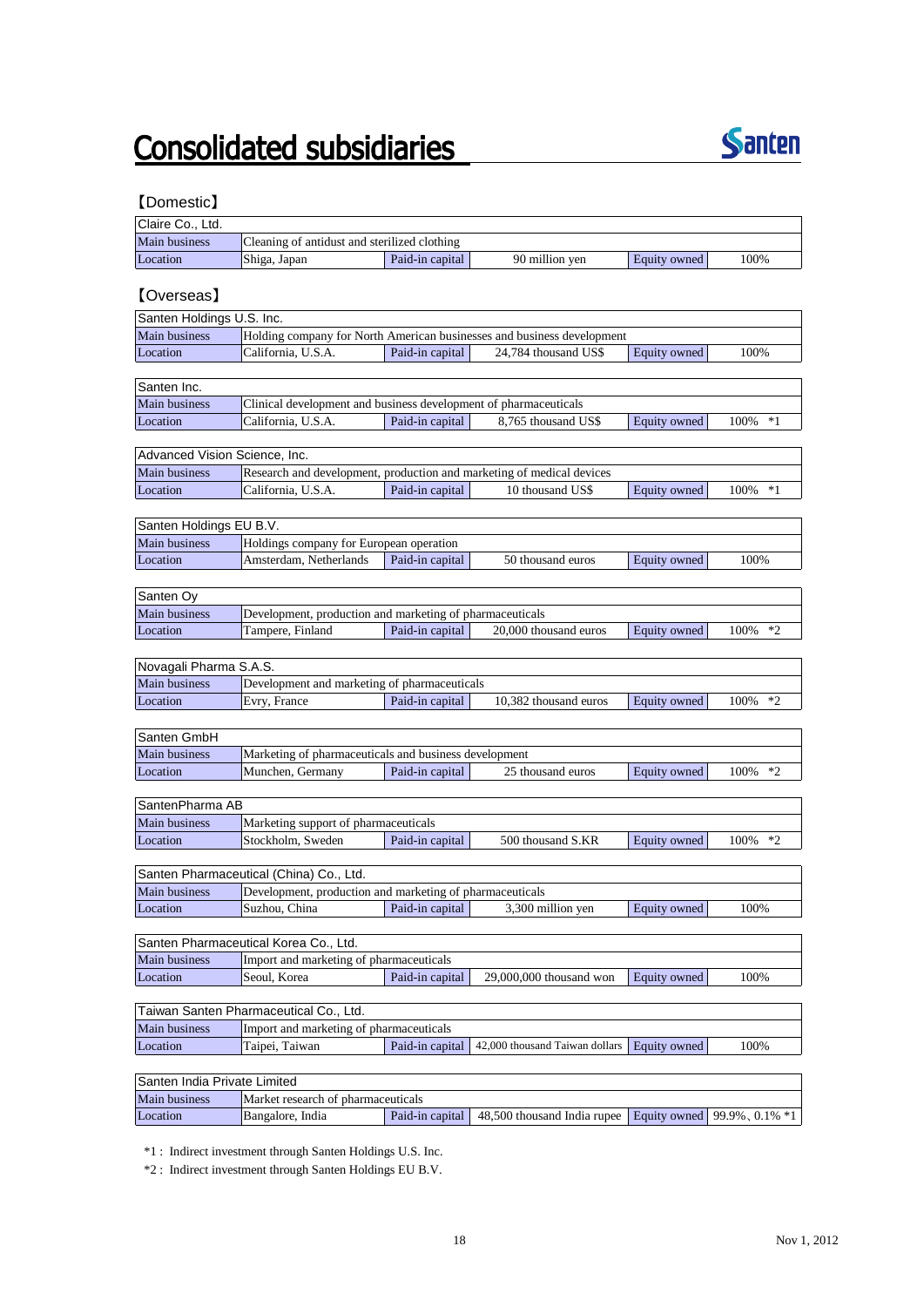# Consolidated subsidiaries

## 【Domestic】

| Claire Co., Ltd. | | | | | |
|---|---|---|---|---|---|
| Main business | Cleaning of antidust and sterilized clothing | | | | |
| Location | Shiga, Japan | Paid-in capital | 90 million yen | Equity owned | 100% |

## 【Overseas】

| Santen Holdings U.S. Inc. | | | | | |
|---|---|---|---|---|---|
| Main business | Holding company for North American businesses and business development | | | | |
| Location | California, U.S.A. | Paid-in capital | 24,784 thousand US$ | Equity owned | 100% |

| Santen Inc. | | | | | |
|---|---|---|---|---|---|
| Main business | Clinical development and business development of pharmaceuticals | | | | |
| Location | California, U.S.A. | Paid-in capital | 8,765 thousand US$ | Equity owned | 100% *1 |

| Advanced Vision Science, Inc. | | | | | |
|---|---|---|---|---|---|
| Main business | Research and development, production and marketing of medical devices | | | | |
| Location | California, U.S.A. | Paid-in capital | 10 thousand US$ | Equity owned | 100% *1 |

| Santen Holdings EU B.V. | | | | | |
|---|---|---|---|---|---|
| Main business | Holdings company for European operation | | | | |
| Location | Amsterdam, Netherlands | Paid-in capital | 50 thousand euros | Equity owned | 100% |

| Santen Oy | | | | | |
|---|---|---|---|---|---|
| Main business | Development, production and marketing of pharmaceuticals | | | | |
| Location | Tampere, Finland | Paid-in capital | 20,000 thousand euros | Equity owned | 100% *2 |

| Novagali Pharma S.A.S. | | | | | |
|---|---|---|---|---|---|
| Main business | Development and marketing of pharmaceuticals | | | | |
| Location | Evry, France | Paid-in capital | 10,382 thousand euros | Equity owned | 100% *2 |

| Santen GmbH | | | | | |
|---|---|---|---|---|---|
| Main business | Marketing of pharmaceuticals and business development | | | | |
| Location | Munchen, Germany | Paid-in capital | 25 thousand euros | Equity owned | 100% *2 |

| SantenPharma AB | | | | | |
|---|---|---|---|---|---|
| Main business | Marketing support of pharmaceuticals | | | | |
| Location | Stockholm, Sweden | Paid-in capital | 500 thousand S.KR | Equity owned | 100% *2 |

| Santen Pharmaceutical (China) Co., Ltd. | | | | | |
|---|---|---|---|---|---|
| Main business | Development, production and marketing of pharmaceuticals | | | | |
| Location | Suzhou, China | Paid-in capital | 3,300 million yen | Equity owned | 100% |

| Santen Pharmaceutical Korea Co., Ltd. | | | | | |
|---|---|---|---|---|---|
| Main business | Import and marketing of pharmaceuticals | | | | |
| Location | Seoul, Korea | Paid-in capital | 29,000,000 thousand won | Equity owned | 100% |

| Taiwan Santen Pharmaceutical Co., Ltd. | | | | | |
|---|---|---|---|---|---|
| Main business | Import and marketing of pharmaceuticals | | | | |
| Location | Taipei, Taiwan | Paid-in capital | 42,000 thousand Taiwan dollars | Equity owned | 100% |

| Santen India Private Limited | | | | | |
|---|---|---|---|---|---|
| Main business | Market research of pharmaceuticals | | | | |
| Location | Bangalore, India | Paid-in capital | 48,500 thousand India rupee | Equity owned | 99.9%、0.1% *1 |

*1 : Indirect investment through Santen Holdings U.S. Inc.

*2 : Indirect investment through Santen Holdings EU B.V.

Nov 1, 2012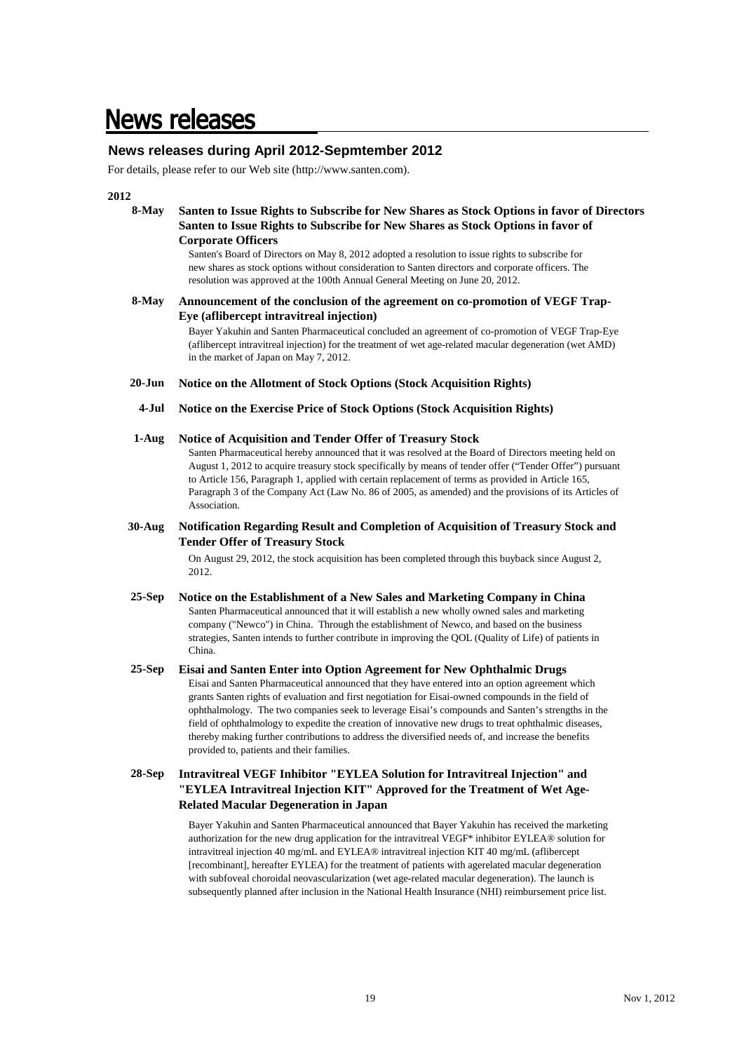# News releases

## News releases during April 2012-Sepmtember 2012

For details, please refer to our Web site (http://www.santen.com).

**2012**

**8-May** **Santen to Issue Rights to Subscribe for New Shares as Stock Options in favor of Directors**
**Santen to Issue Rights to Subscribe for New Shares as Stock Options in favor of Corporate Officers**

Santen's Board of Directors on May 8, 2012 adopted a resolution to issue rights to subscribe for new shares as stock options without consideration to Santen directors and corporate officers. The resolution was approved at the 100th Annual General Meeting on June 20, 2012.

**8-May** **Announcement of the conclusion of the agreement on co-promotion of VEGF Trap-Eye (aflibercept intravitreal injection)**

Bayer Yakuhin and Santen Pharmaceutical concluded an agreement of co-promotion of VEGF Trap-Eye (aflibercept intravitreal injection) for the treatment of wet age-related macular degeneration (wet AMD) in the market of Japan on May 7, 2012.

**20-Jun** **Notice on the Allotment of Stock Options (Stock Acquisition Rights)**

**4-Jul** **Notice on the Exercise Price of Stock Options (Stock Acquisition Rights)**

**1-Aug** **Notice of Acquisition and Tender Offer of Treasury Stock**

Santen Pharmaceutical hereby announced that it was resolved at the Board of Directors meeting held on August 1, 2012 to acquire treasury stock specifically by means of tender offer ("Tender Offer") pursuant to Article 156, Paragraph 1, applied with certain replacement of terms as provided in Article 165, Paragraph 3 of the Company Act (Law No. 86 of 2005, as amended) and the provisions of its Articles of Association.

**30-Aug** **Notification Regarding Result and Completion of Acquisition of Treasury Stock and Tender Offer of Treasury Stock**

On August 29, 2012, the stock acquisition has been completed through this buyback since August 2, 2012.

**25-Sep** **Notice on the Establishment of a New Sales and Marketing Company in China**

Santen Pharmaceutical announced that it will establish a new wholly owned sales and marketing company ("Newco") in China. Through the establishment of Newco, and based on the business strategies, Santen intends to further contribute in improving the QOL (Quality of Life) of patients in China.

**25-Sep** **Eisai and Santen Enter into Option Agreement for New Ophthalmic Drugs**

Eisai and Santen Pharmaceutical announced that they have entered into an option agreement which grants Santen rights of evaluation and first negotiation for Eisai-owned compounds in the field of ophthalmology. The two companies seek to leverage Eisai's compounds and Santen's strengths in the field of ophthalmology to expedite the creation of innovative new drugs to treat ophthalmic diseases, thereby making further contributions to address the diversified needs of, and increase the benefits provided to, patients and their families.

**28-Sep** **Intravitreal VEGF Inhibitor "EYLEA Solution for Intravitreal Injection" and "EYLEA Intravitreal Injection KIT" Approved for the Treatment of Wet Age-Related Macular Degeneration in Japan**

Bayer Yakuhin and Santen Pharmaceutical announced that Bayer Yakuhin has received the marketing authorization for the new drug application for the intravitreal VEGF* inhibitor EYLEA® solution for intravitreal injection 40 mg/mL and EYLEA® intravitreal injection KIT 40 mg/mL (aflibercept [recombinant], hereafter EYLEA) for the treatment of patients with agerelated macular degeneration with subfoveal choroidal neovascularization (wet age-related macular degeneration). The launch is subsequently planned after inclusion in the National Health Insurance (NHI) reimbursement price list.